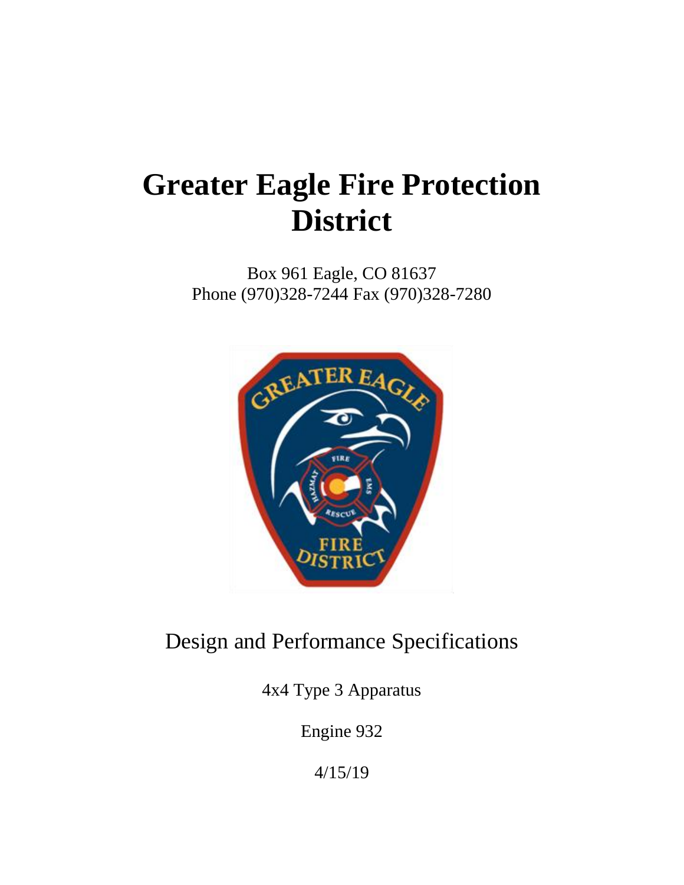# Greater Eagle Fire Protection District

Box 961 Eagle, CO 81637
Phone (970)328-7244 Fax (970)328-7280

Design and Performance Specifications

4x4 Type 3 Apparatus

Engine 932

4/15/19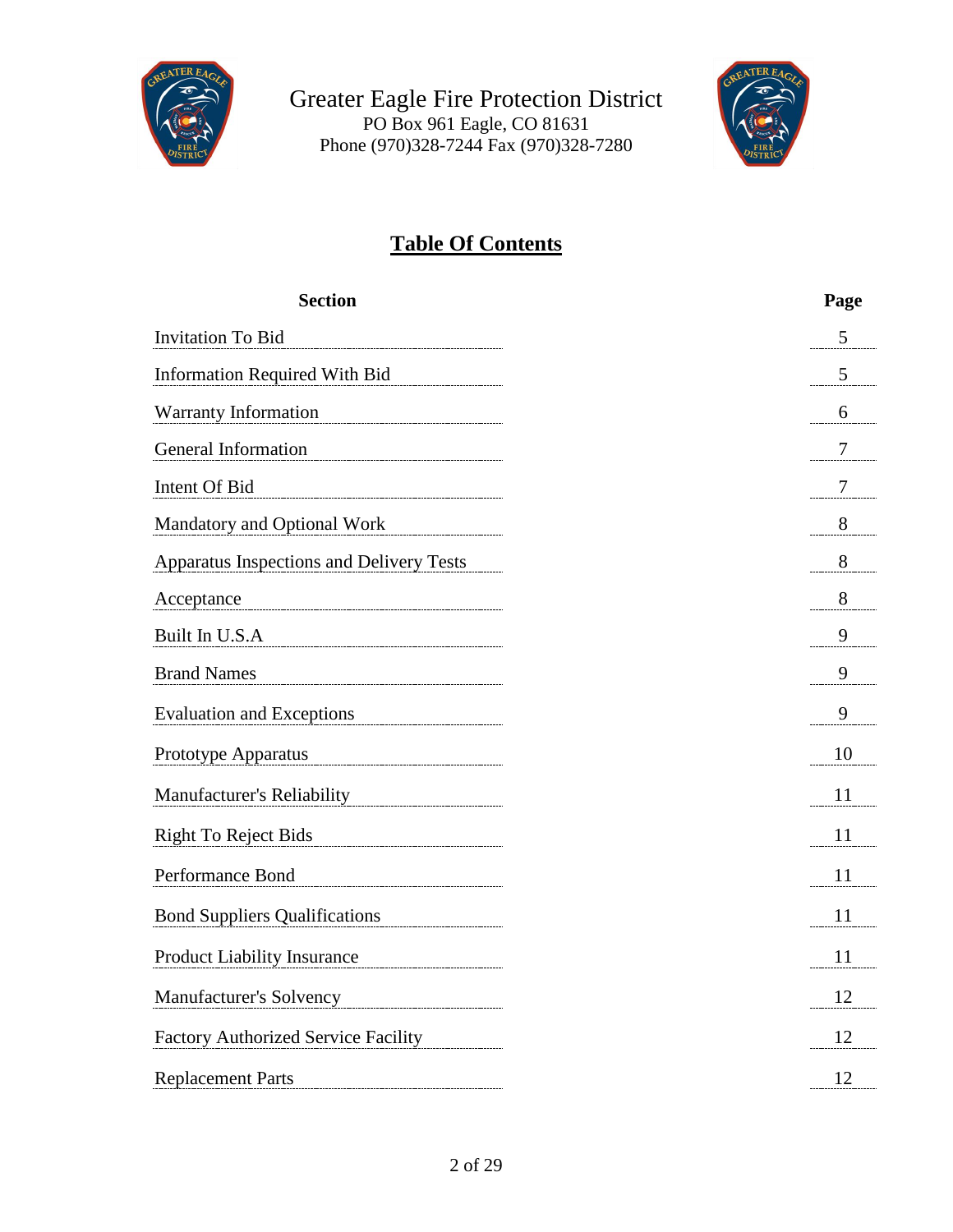Greater Eagle Fire Protection District
PO Box 961 Eagle, CO 81631
Phone (970)328-7244 Fax (970)328-7280

# Table Of Contents

| Section | Page |
| --- | --- |
| Invitation To Bid | 5 |
| Information Required With Bid | 5 |
| Warranty Information | 6 |
| General Information | 7 |
| Intent Of Bid | 7 |
| Mandatory and Optional Work | 8 |
| Apparatus Inspections and Delivery Tests | 8 |
| Acceptance | 8 |
| Built In U.S.A | 9 |
| Brand Names | 9 |
| Evaluation and Exceptions | 9 |
| Prototype Apparatus | 10 |
| Manufacturer's Reliability | 11 |
| Right To Reject Bids | 11 |
| Performance Bond | 11 |
| Bond Suppliers Qualifications | 11 |
| Product Liability Insurance | 11 |
| Manufacturer's Solvency | 12 |
| Factory Authorized Service Facility | 12 |
| Replacement Parts | 12 |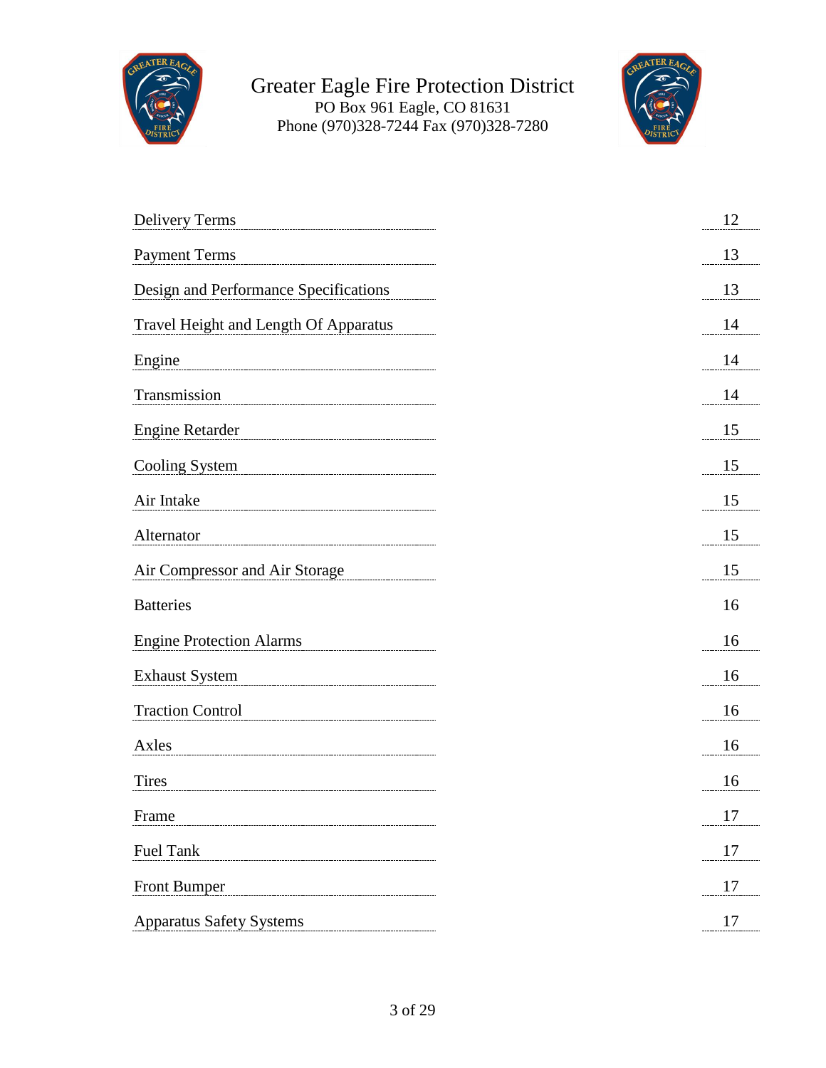| Section | Page |
|---|---|
| Delivery Terms | 12 |
| Payment Terms | 13 |
| Design and Performance Specifications | 13 |
| Travel Height and Length Of Apparatus | 14 |
| Engine | 14 |
| Transmission | 14 |
| Engine Retarder | 15 |
| Cooling System | 15 |
| Air Intake | 15 |
| Alternator | 15 |
| Air Compressor and Air Storage | 15 |
| Batteries | 16 |
| Engine Protection Alarms | 16 |
| Exhaust System | 16 |
| Traction Control | 16 |
| Axles | 16 |
| Tires | 16 |
| Frame | 17 |
| Fuel Tank | 17 |
| Front Bumper | 17 |
| Apparatus Safety Systems | 17 |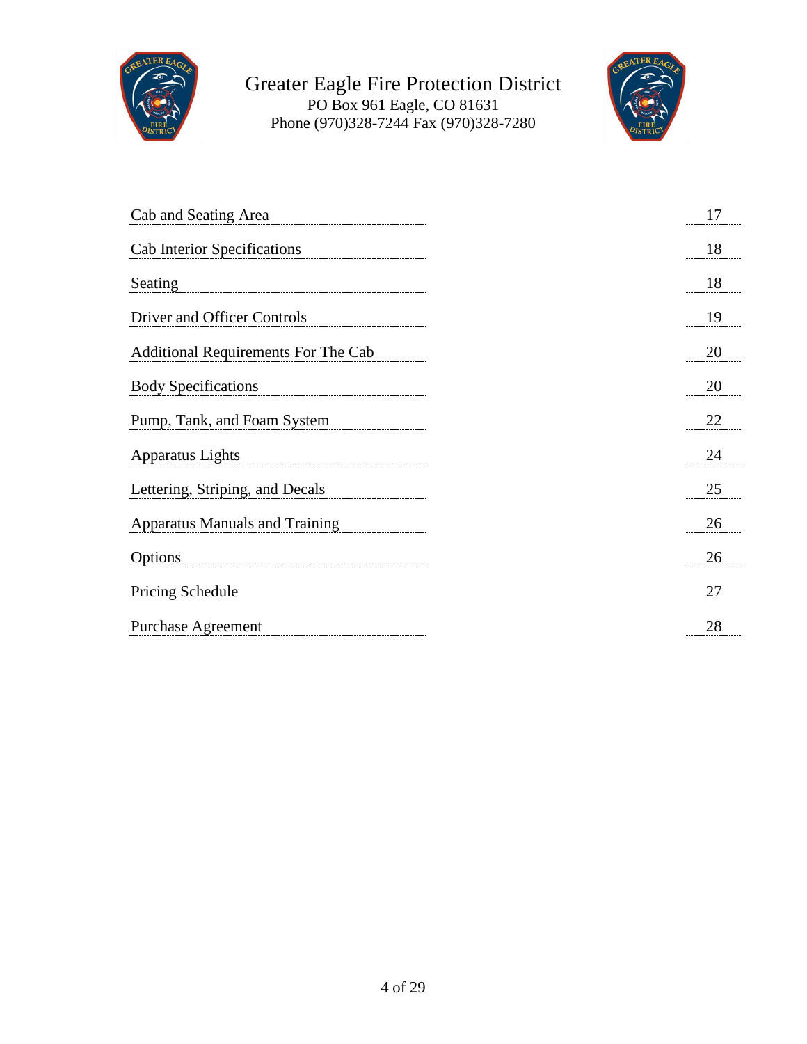| | |
|---|---|
| Cab and Seating Area | 17 |
| Cab Interior Specifications | 18 |
| Seating | 18 |
| Driver and Officer Controls | 19 |
| Additional Requirements For The Cab | 20 |
| Body Specifications | 20 |
| Pump, Tank, and Foam System | 22 |
| Apparatus Lights | 24 |
| Lettering, Striping, and Decals | 25 |
| Apparatus Manuals and Training | 26 |
| Options | 26 |
| Pricing Schedule | 27 |
| Purchase Agreement | 28 |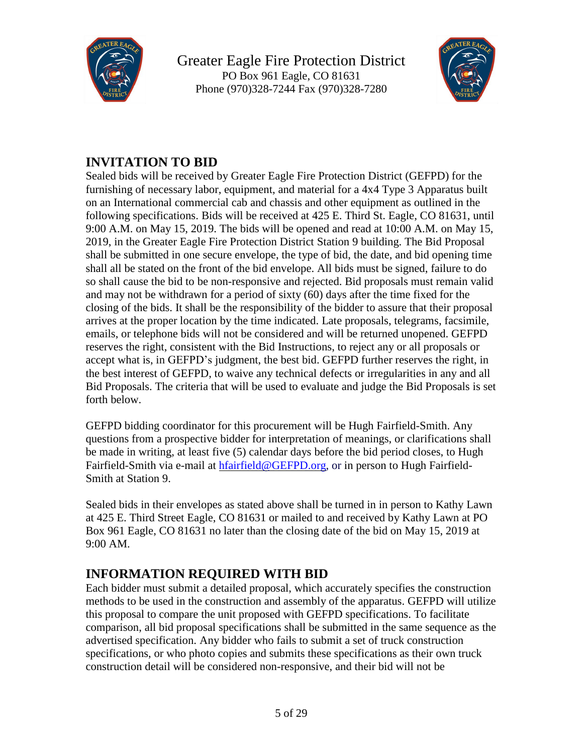Greater Eagle Fire Protection District
PO Box 961 Eagle, CO 81631
Phone (970)328-7244 Fax (970)328-7280

## INVITATION TO BID

Sealed bids will be received by Greater Eagle Fire Protection District (GEFPD) for the furnishing of necessary labor, equipment, and material for a 4x4 Type 3 Apparatus built on an International commercial cab and chassis and other equipment as outlined in the following specifications. Bids will be received at 425 E. Third St. Eagle, CO 81631, until 9:00 A.M. on May 15, 2019. The bids will be opened and read at 10:00 A.M. on May 15, 2019, in the Greater Eagle Fire Protection District Station 9 building. The Bid Proposal shall be submitted in one secure envelope, the type of bid, the date, and bid opening time shall all be stated on the front of the bid envelope. All bids must be signed, failure to do so shall cause the bid to be non-responsive and rejected. Bid proposals must remain valid and may not be withdrawn for a period of sixty (60) days after the time fixed for the closing of the bids. It shall be the responsibility of the bidder to assure that their proposal arrives at the proper location by the time indicated. Late proposals, telegrams, facsimile, emails, or telephone bids will not be considered and will be returned unopened. GEFPD reserves the right, consistent with the Bid Instructions, to reject any or all proposals or accept what is, in GEFPD's judgment, the best bid. GEFPD further reserves the right, in the best interest of GEFPD, to waive any technical defects or irregularities in any and all Bid Proposals. The criteria that will be used to evaluate and judge the Bid Proposals is set forth below.

GEFPD bidding coordinator for this procurement will be Hugh Fairfield-Smith. Any questions from a prospective bidder for interpretation of meanings, or clarifications shall be made in writing, at least five (5) calendar days before the bid period closes, to Hugh Fairfield-Smith via e-mail at hfairfield@GEFPD.org, or in person to Hugh Fairfield-Smith at Station 9.

Sealed bids in their envelopes as stated above shall be turned in in person to Kathy Lawn at 425 E. Third Street Eagle, CO 81631 or mailed to and received by Kathy Lawn at PO Box 961 Eagle, CO 81631 no later than the closing date of the bid on May 15, 2019 at 9:00 AM.

## INFORMATION REQUIRED WITH BID

Each bidder must submit a detailed proposal, which accurately specifies the construction methods to be used in the construction and assembly of the apparatus. GEFPD will utilize this proposal to compare the unit proposed with GEFPD specifications. To facilitate comparison, all bid proposal specifications shall be submitted in the same sequence as the advertised specification. Any bidder who fails to submit a set of truck construction specifications, or who photo copies and submits these specifications as their own truck construction detail will be considered non-responsive, and their bid will not be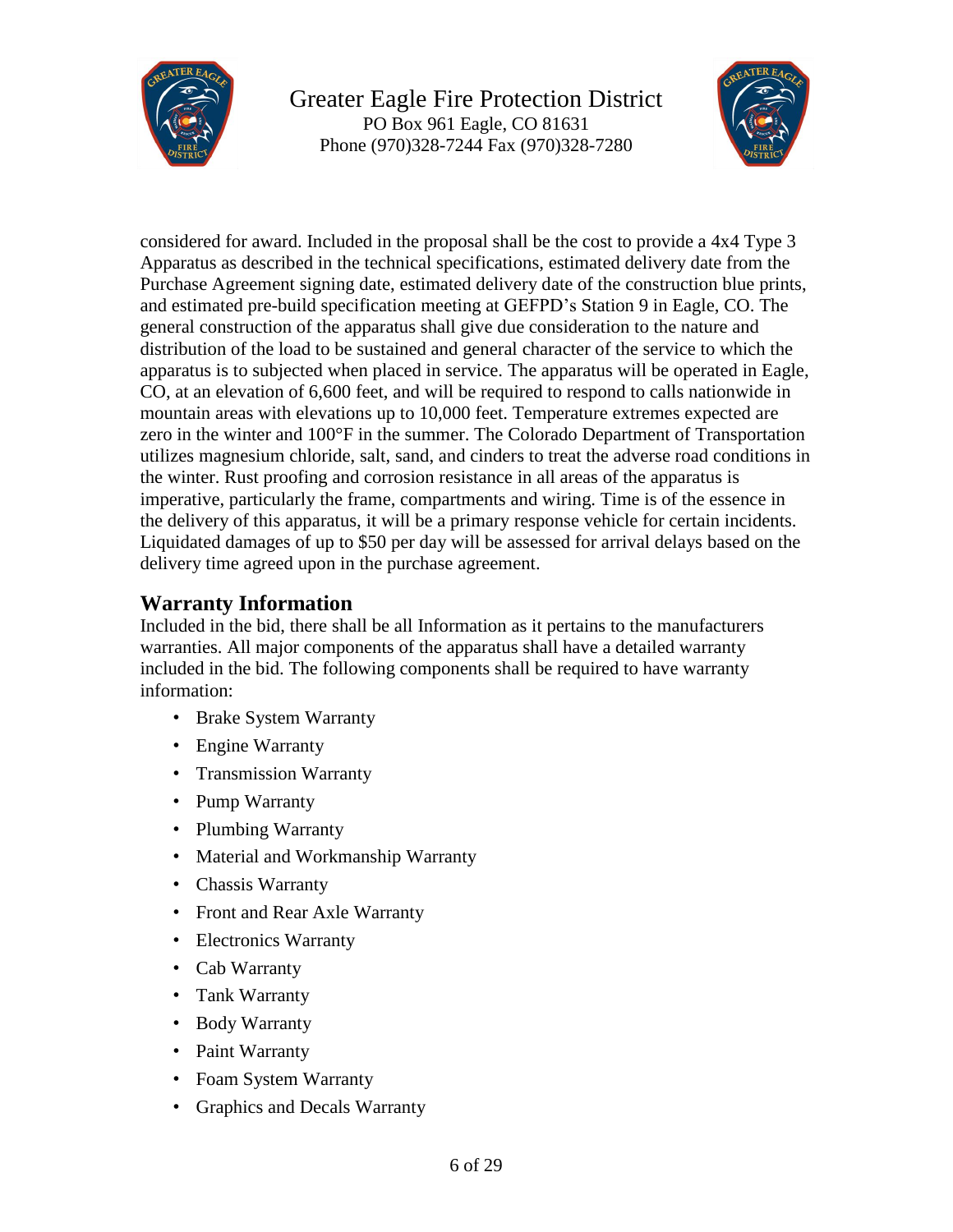considered for award. Included in the proposal shall be the cost to provide a 4x4 Type 3 Apparatus as described in the technical specifications, estimated delivery date from the Purchase Agreement signing date, estimated delivery date of the construction blue prints, and estimated pre-build specification meeting at GEFPD's Station 9 in Eagle, CO. The general construction of the apparatus shall give due consideration to the nature and distribution of the load to be sustained and general character of the service to which the apparatus is to subjected when placed in service. The apparatus will be operated in Eagle, CO, at an elevation of 6,600 feet, and will be required to respond to calls nationwide in mountain areas with elevations up to 10,000 feet. Temperature extremes expected are zero in the winter and 100°F in the summer. The Colorado Department of Transportation utilizes magnesium chloride, salt, sand, and cinders to treat the adverse road conditions in the winter. Rust proofing and corrosion resistance in all areas of the apparatus is imperative, particularly the frame, compartments and wiring. Time is of the essence in the delivery of this apparatus, it will be a primary response vehicle for certain incidents. Liquidated damages of up to $50 per day will be assessed for arrival delays based on the delivery time agreed upon in the purchase agreement.

## Warranty Information

Included in the bid, there shall be all Information as it pertains to the manufacturers warranties. All major components of the apparatus shall have a detailed warranty included in the bid. The following components shall be required to have warranty information:

- Brake System Warranty
- Engine Warranty
- Transmission Warranty
- Pump Warranty
- Plumbing Warranty
- Material and Workmanship Warranty
- Chassis Warranty
- Front and Rear Axle Warranty
- Electronics Warranty
- Cab Warranty
- Tank Warranty
- Body Warranty
- Paint Warranty
- Foam System Warranty
- Graphics and Decals Warranty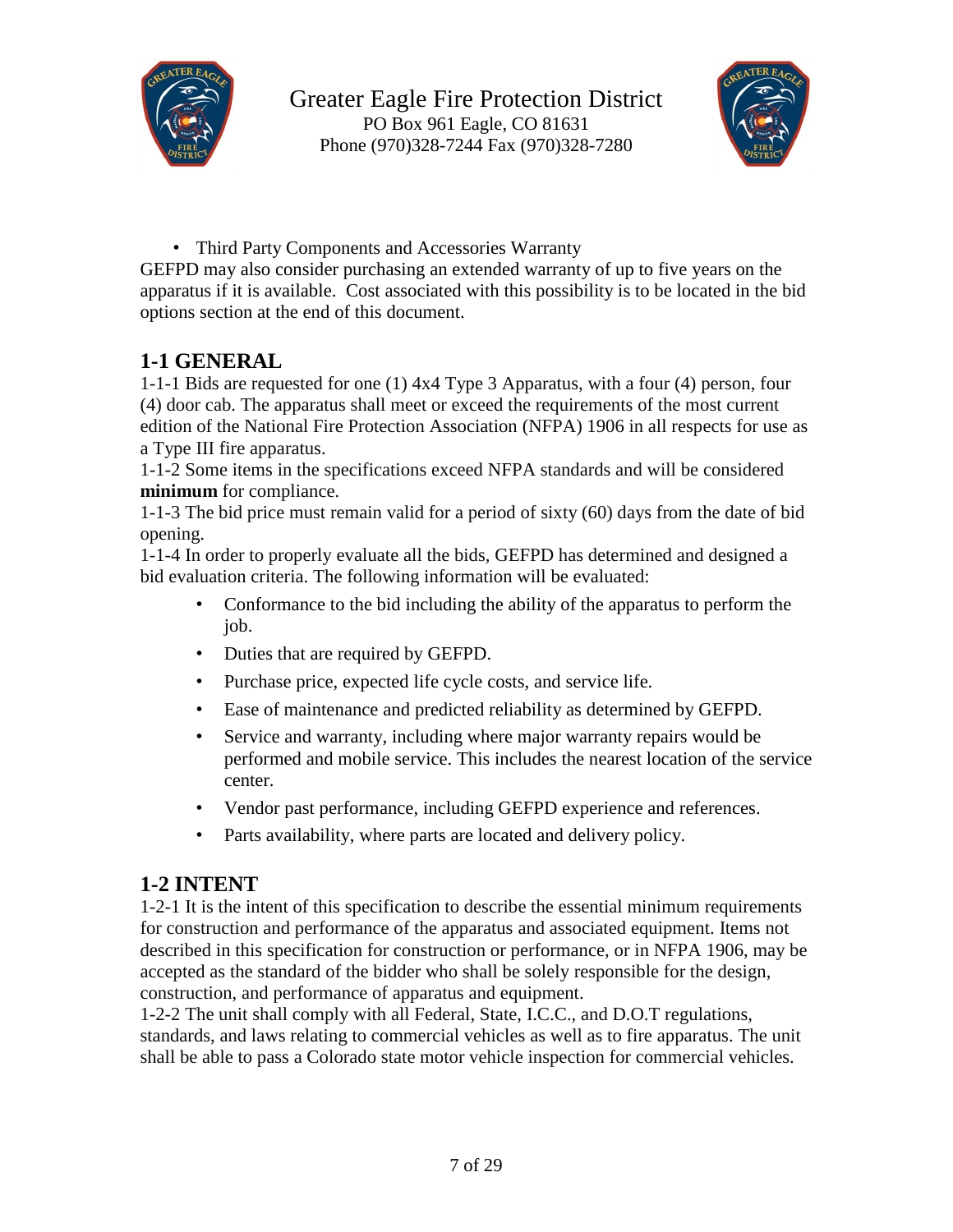- Third Party Components and Accessories Warranty

GEFPD may also consider purchasing an extended warranty of up to five years on the apparatus if it is available. Cost associated with this possibility is to be located in the bid options section at the end of this document.

## 1-1 GENERAL

1-1-1 Bids are requested for one (1) 4x4 Type 3 Apparatus, with a four (4) person, four (4) door cab. The apparatus shall meet or exceed the requirements of the most current edition of the National Fire Protection Association (NFPA) 1906 in all respects for use as a Type III fire apparatus.

1-1-2 Some items in the specifications exceed NFPA standards and will be considered **minimum** for compliance.

1-1-3 The bid price must remain valid for a period of sixty (60) days from the date of bid opening.

1-1-4 In order to properly evaluate all the bids, GEFPD has determined and designed a bid evaluation criteria. The following information will be evaluated:

- Conformance to the bid including the ability of the apparatus to perform the job.
- Duties that are required by GEFPD.
- Purchase price, expected life cycle costs, and service life.
- Ease of maintenance and predicted reliability as determined by GEFPD.
- Service and warranty, including where major warranty repairs would be performed and mobile service. This includes the nearest location of the service center.
- Vendor past performance, including GEFPD experience and references.
- Parts availability, where parts are located and delivery policy.

## 1-2 INTENT

1-2-1 It is the intent of this specification to describe the essential minimum requirements for construction and performance of the apparatus and associated equipment. Items not described in this specification for construction or performance, or in NFPA 1906, may be accepted as the standard of the bidder who shall be solely responsible for the design, construction, and performance of apparatus and equipment.

1-2-2 The unit shall comply with all Federal, State, I.C.C., and D.O.T regulations, standards, and laws relating to commercial vehicles as well as to fire apparatus. The unit shall be able to pass a Colorado state motor vehicle inspection for commercial vehicles.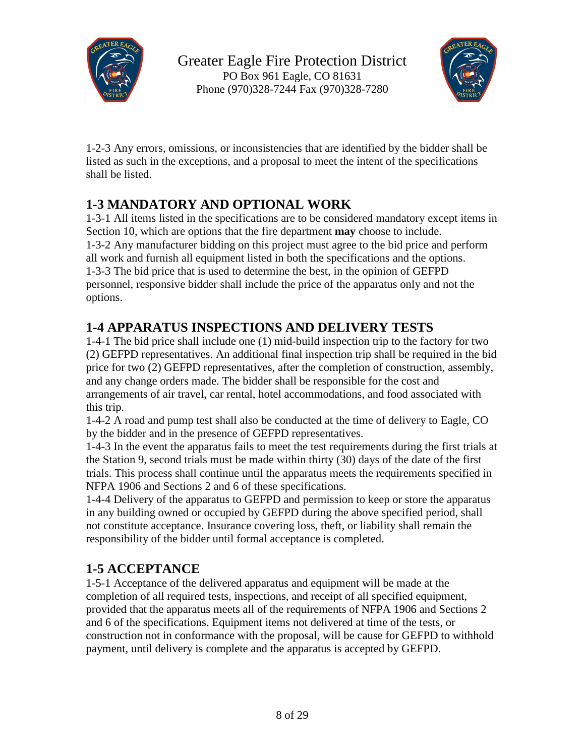1-2-3 Any errors, omissions, or inconsistencies that are identified by the bidder shall be listed as such in the exceptions, and a proposal to meet the intent of the specifications shall be listed.

## 1-3 MANDATORY AND OPTIONAL WORK

1-3-1 All items listed in the specifications are to be considered mandatory except items in Section 10, which are options that the fire department **may** choose to include.
1-3-2 Any manufacturer bidding on this project must agree to the bid price and perform all work and furnish all equipment listed in both the specifications and the options.
1-3-3 The bid price that is used to determine the best, in the opinion of GEFPD personnel, responsive bidder shall include the price of the apparatus only and not the options.

## 1-4 APPARATUS INSPECTIONS AND DELIVERY TESTS

1-4-1 The bid price shall include one (1) mid-build inspection trip to the factory for two (2) GEFPD representatives. An additional final inspection trip shall be required in the bid price for two (2) GEFPD representatives, after the completion of construction, assembly, and any change orders made. The bidder shall be responsible for the cost and arrangements of air travel, car rental, hotel accommodations, and food associated with this trip.
1-4-2 A road and pump test shall also be conducted at the time of delivery to Eagle, CO by the bidder and in the presence of GEFPD representatives.
1-4-3 In the event the apparatus fails to meet the test requirements during the first trials at the Station 9, second trials must be made within thirty (30) days of the date of the first trials. This process shall continue until the apparatus meets the requirements specified in NFPA 1906 and Sections 2 and 6 of these specifications.
1-4-4 Delivery of the apparatus to GEFPD and permission to keep or store the apparatus in any building owned or occupied by GEFPD during the above specified period, shall not constitute acceptance. Insurance covering loss, theft, or liability shall remain the responsibility of the bidder until formal acceptance is completed.

## 1-5 ACCEPTANCE

1-5-1 Acceptance of the delivered apparatus and equipment will be made at the completion of all required tests, inspections, and receipt of all specified equipment, provided that the apparatus meets all of the requirements of NFPA 1906 and Sections 2 and 6 of the specifications. Equipment items not delivered at time of the tests, or construction not in conformance with the proposal, will be cause for GEFPD to withhold payment, until delivery is complete and the apparatus is accepted by GEFPD.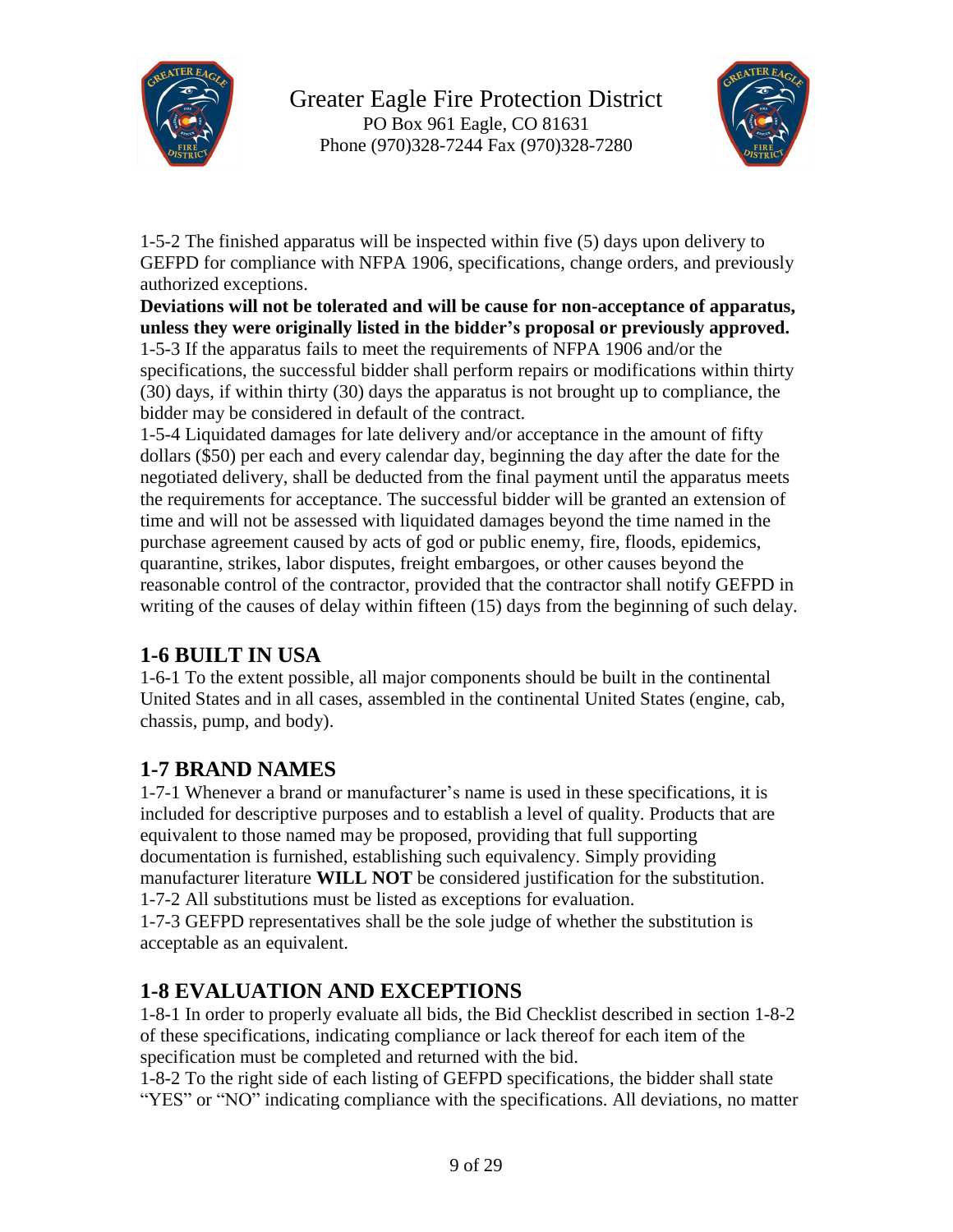1-5-2 The finished apparatus will be inspected within five (5) days upon delivery to GEFPD for compliance with NFPA 1906, specifications, change orders, and previously authorized exceptions.

**Deviations will not be tolerated and will be cause for non-acceptance of apparatus, unless they were originally listed in the bidder's proposal or previously approved.**

1-5-3 If the apparatus fails to meet the requirements of NFPA 1906 and/or the specifications, the successful bidder shall perform repairs or modifications within thirty (30) days, if within thirty (30) days the apparatus is not brought up to compliance, the bidder may be considered in default of the contract.

1-5-4 Liquidated damages for late delivery and/or acceptance in the amount of fifty dollars ($50) per each and every calendar day, beginning the day after the date for the negotiated delivery, shall be deducted from the final payment until the apparatus meets the requirements for acceptance. The successful bidder will be granted an extension of time and will not be assessed with liquidated damages beyond the time named in the purchase agreement caused by acts of god or public enemy, fire, floods, epidemics, quarantine, strikes, labor disputes, freight embargoes, or other causes beyond the reasonable control of the contractor, provided that the contractor shall notify GEFPD in writing of the causes of delay within fifteen (15) days from the beginning of such delay.

## 1-6 BUILT IN USA

1-6-1 To the extent possible, all major components should be built in the continental United States and in all cases, assembled in the continental United States (engine, cab, chassis, pump, and body).

## 1-7 BRAND NAMES

1-7-1 Whenever a brand or manufacturer's name is used in these specifications, it is included for descriptive purposes and to establish a level of quality. Products that are equivalent to those named may be proposed, providing that full supporting documentation is furnished, establishing such equivalency. Simply providing manufacturer literature **WILL NOT** be considered justification for the substitution.

1-7-2 All substitutions must be listed as exceptions for evaluation.

1-7-3 GEFPD representatives shall be the sole judge of whether the substitution is acceptable as an equivalent.

## 1-8 EVALUATION AND EXCEPTIONS

1-8-1 In order to properly evaluate all bids, the Bid Checklist described in section 1-8-2 of these specifications, indicating compliance or lack thereof for each item of the specification must be completed and returned with the bid.

1-8-2 To the right side of each listing of GEFPD specifications, the bidder shall state "YES" or "NO" indicating compliance with the specifications. All deviations, no matter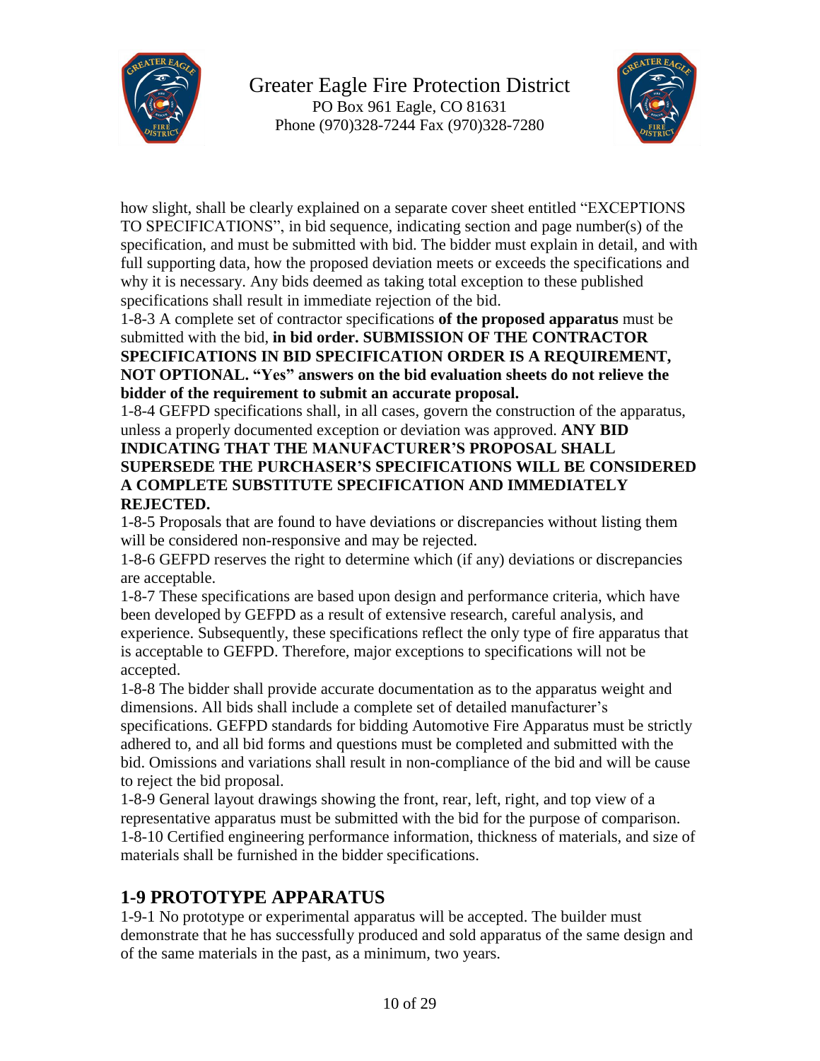how slight, shall be clearly explained on a separate cover sheet entitled "EXCEPTIONS TO SPECIFICATIONS", in bid sequence, indicating section and page number(s) of the specification, and must be submitted with bid. The bidder must explain in detail, and with full supporting data, how the proposed deviation meets or exceeds the specifications and why it is necessary. Any bids deemed as taking total exception to these published specifications shall result in immediate rejection of the bid.

1-8-3 A complete set of contractor specifications **of the proposed apparatus** must be submitted with the bid, **in bid order. SUBMISSION OF THE CONTRACTOR SPECIFICATIONS IN BID SPECIFICATION ORDER IS A REQUIREMENT, NOT OPTIONAL. "Yes" answers on the bid evaluation sheets do not relieve the bidder of the requirement to submit an accurate proposal.**

1-8-4 GEFPD specifications shall, in all cases, govern the construction of the apparatus, unless a properly documented exception or deviation was approved. **ANY BID INDICATING THAT THE MANUFACTURER'S PROPOSAL SHALL SUPERSEDE THE PURCHASER'S SPECIFICATIONS WILL BE CONSIDERED A COMPLETE SUBSTITUTE SPECIFICATION AND IMMEDIATELY REJECTED.**

1-8-5 Proposals that are found to have deviations or discrepancies without listing them will be considered non-responsive and may be rejected.

1-8-6 GEFPD reserves the right to determine which (if any) deviations or discrepancies are acceptable.

1-8-7 These specifications are based upon design and performance criteria, which have been developed by GEFPD as a result of extensive research, careful analysis, and experience. Subsequently, these specifications reflect the only type of fire apparatus that is acceptable to GEFPD. Therefore, major exceptions to specifications will not be accepted.

1-8-8 The bidder shall provide accurate documentation as to the apparatus weight and dimensions. All bids shall include a complete set of detailed manufacturer's specifications. GEFPD standards for bidding Automotive Fire Apparatus must be strictly adhered to, and all bid forms and questions must be completed and submitted with the bid. Omissions and variations shall result in non-compliance of the bid and will be cause to reject the bid proposal.

1-8-9 General layout drawings showing the front, rear, left, right, and top view of a representative apparatus must be submitted with the bid for the purpose of comparison.

1-8-10 Certified engineering performance information, thickness of materials, and size of materials shall be furnished in the bidder specifications.

## 1-9 PROTOTYPE APPARATUS

1-9-1 No prototype or experimental apparatus will be accepted. The builder must demonstrate that he has successfully produced and sold apparatus of the same design and of the same materials in the past, as a minimum, two years.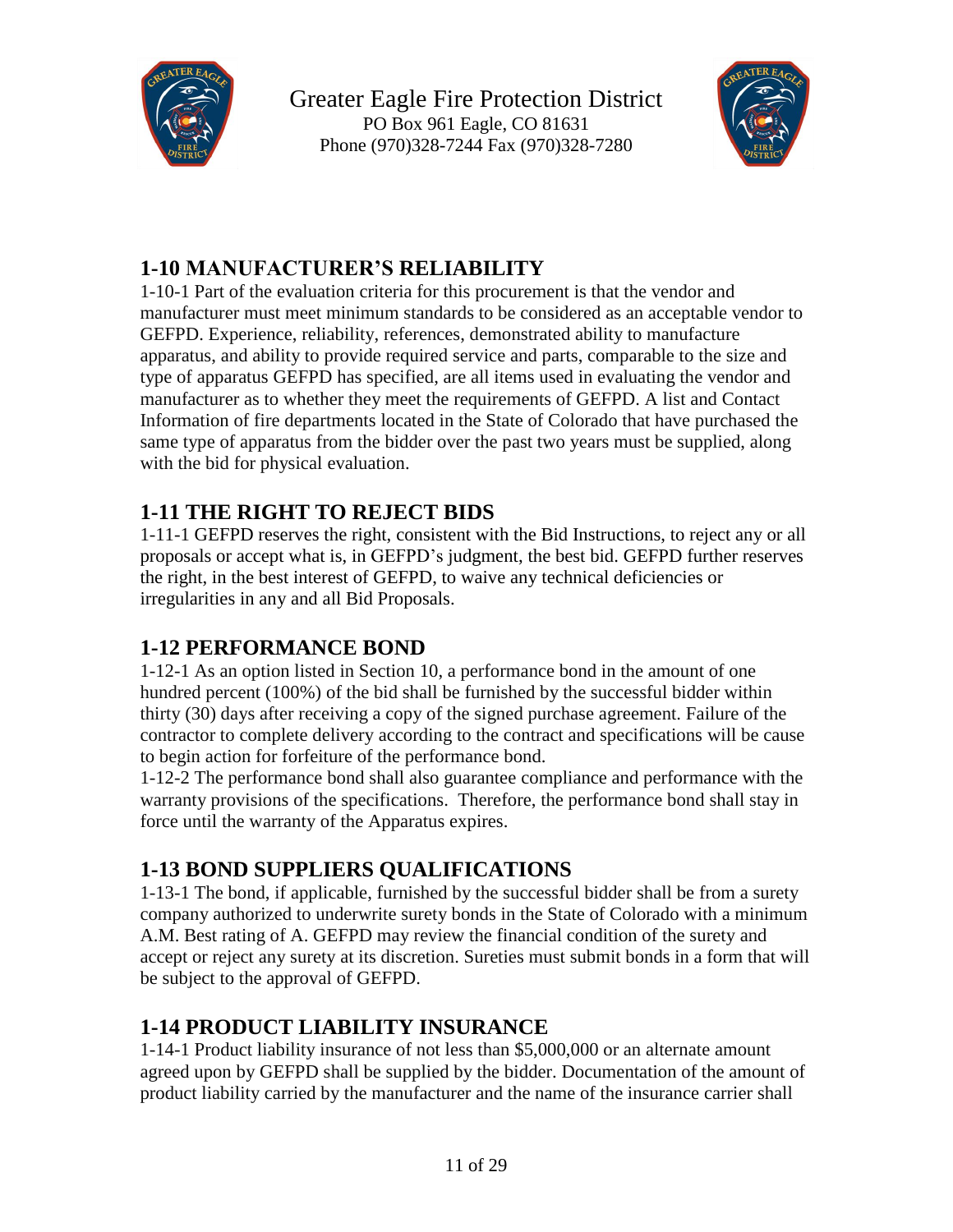## 1-10 MANUFACTURER'S RELIABILITY

1-10-1 Part of the evaluation criteria for this procurement is that the vendor and manufacturer must meet minimum standards to be considered as an acceptable vendor to GEFPD. Experience, reliability, references, demonstrated ability to manufacture apparatus, and ability to provide required service and parts, comparable to the size and type of apparatus GEFPD has specified, are all items used in evaluating the vendor and manufacturer as to whether they meet the requirements of GEFPD. A list and Contact Information of fire departments located in the State of Colorado that have purchased the same type of apparatus from the bidder over the past two years must be supplied, along with the bid for physical evaluation.

## 1-11 THE RIGHT TO REJECT BIDS

1-11-1 GEFPD reserves the right, consistent with the Bid Instructions, to reject any or all proposals or accept what is, in GEFPD's judgment, the best bid. GEFPD further reserves the right, in the best interest of GEFPD, to waive any technical deficiencies or irregularities in any and all Bid Proposals.

## 1-12 PERFORMANCE BOND

1-12-1 As an option listed in Section 10, a performance bond in the amount of one hundred percent (100%) of the bid shall be furnished by the successful bidder within thirty (30) days after receiving a copy of the signed purchase agreement. Failure of the contractor to complete delivery according to the contract and specifications will be cause to begin action for forfeiture of the performance bond.

1-12-2 The performance bond shall also guarantee compliance and performance with the warranty provisions of the specifications. Therefore, the performance bond shall stay in force until the warranty of the Apparatus expires.

## 1-13 BOND SUPPLIERS QUALIFICATIONS

1-13-1 The bond, if applicable, furnished by the successful bidder shall be from a surety company authorized to underwrite surety bonds in the State of Colorado with a minimum A.M. Best rating of A. GEFPD may review the financial condition of the surety and accept or reject any surety at its discretion. Sureties must submit bonds in a form that will be subject to the approval of GEFPD.

## 1-14 PRODUCT LIABILITY INSURANCE

1-14-1 Product liability insurance of not less than $5,000,000 or an alternate amount agreed upon by GEFPD shall be supplied by the bidder. Documentation of the amount of product liability carried by the manufacturer and the name of the insurance carrier shall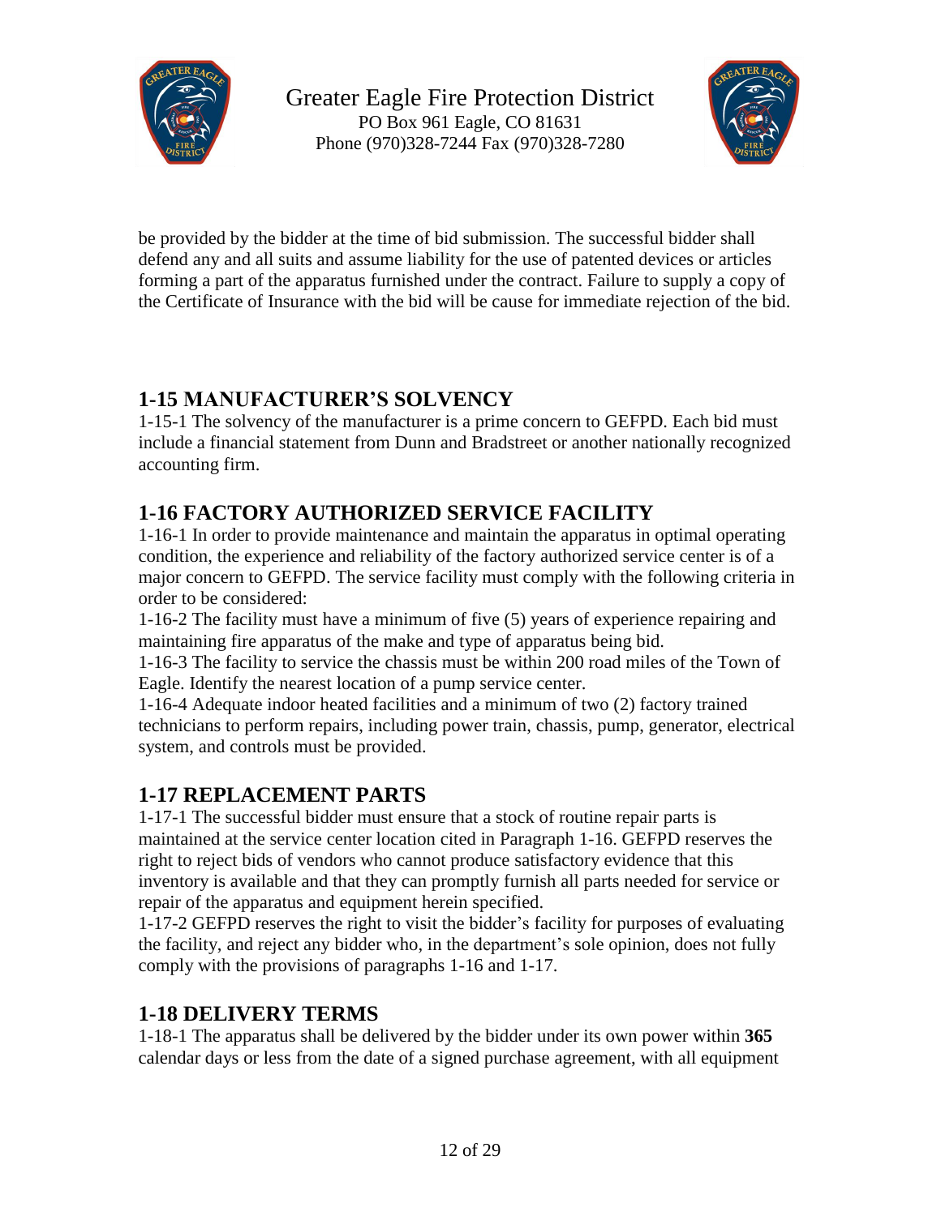be provided by the bidder at the time of bid submission. The successful bidder shall defend any and all suits and assume liability for the use of patented devices or articles forming a part of the apparatus furnished under the contract. Failure to supply a copy of the Certificate of Insurance with the bid will be cause for immediate rejection of the bid.

## 1-15 MANUFACTURER'S SOLVENCY

1-15-1 The solvency of the manufacturer is a prime concern to GEFPD. Each bid must include a financial statement from Dunn and Bradstreet or another nationally recognized accounting firm.

## 1-16 FACTORY AUTHORIZED SERVICE FACILITY

1-16-1 In order to provide maintenance and maintain the apparatus in optimal operating condition, the experience and reliability of the factory authorized service center is of a major concern to GEFPD. The service facility must comply with the following criteria in order to be considered:

1-16-2 The facility must have a minimum of five (5) years of experience repairing and maintaining fire apparatus of the make and type of apparatus being bid.

1-16-3 The facility to service the chassis must be within 200 road miles of the Town of Eagle. Identify the nearest location of a pump service center.

1-16-4 Adequate indoor heated facilities and a minimum of two (2) factory trained technicians to perform repairs, including power train, chassis, pump, generator, electrical system, and controls must be provided.

## 1-17 REPLACEMENT PARTS

1-17-1 The successful bidder must ensure that a stock of routine repair parts is maintained at the service center location cited in Paragraph 1-16. GEFPD reserves the right to reject bids of vendors who cannot produce satisfactory evidence that this inventory is available and that they can promptly furnish all parts needed for service or repair of the apparatus and equipment herein specified.

1-17-2 GEFPD reserves the right to visit the bidder's facility for purposes of evaluating the facility, and reject any bidder who, in the department's sole opinion, does not fully comply with the provisions of paragraphs 1-16 and 1-17.

## 1-18 DELIVERY TERMS

1-18-1 The apparatus shall be delivered by the bidder under its own power within **365** calendar days or less from the date of a signed purchase agreement, with all equipment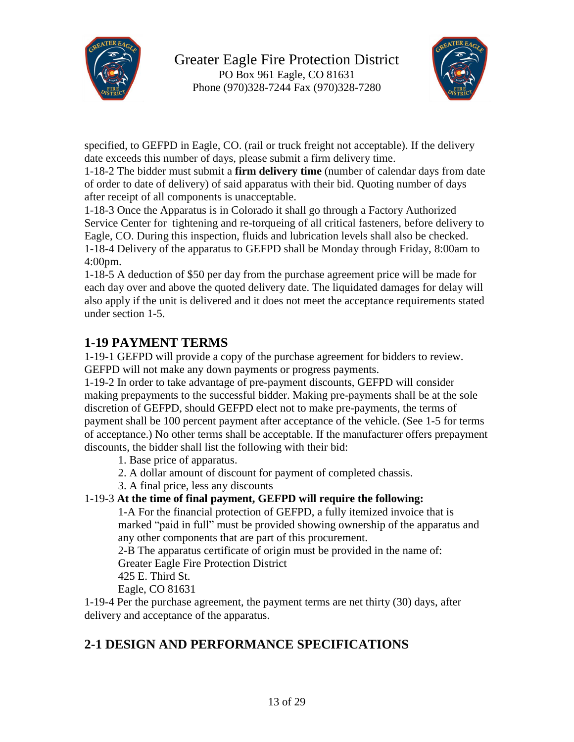specified, to GEFPD in Eagle, CO. (rail or truck freight not acceptable). If the delivery date exceeds this number of days, please submit a firm delivery time.

1-18-2 The bidder must submit a **firm delivery time** (number of calendar days from date of order to date of delivery) of said apparatus with their bid. Quoting number of days after receipt of all components is unacceptable.

1-18-3 Once the Apparatus is in Colorado it shall go through a Factory Authorized Service Center for tightening and re-torqueing of all critical fasteners, before delivery to Eagle, CO. During this inspection, fluids and lubrication levels shall also be checked.

1-18-4 Delivery of the apparatus to GEFPD shall be Monday through Friday, 8:00am to 4:00pm.

1-18-5 A deduction of $50 per day from the purchase agreement price will be made for each day over and above the quoted delivery date. The liquidated damages for delay will also apply if the unit is delivered and it does not meet the acceptance requirements stated under section 1-5.

## 1-19 PAYMENT TERMS

1-19-1 GEFPD will provide a copy of the purchase agreement for bidders to review. GEFPD will not make any down payments or progress payments.

1-19-2 In order to take advantage of pre-payment discounts, GEFPD will consider making prepayments to the successful bidder. Making pre-payments shall be at the sole discretion of GEFPD, should GEFPD elect not to make pre-payments, the terms of payment shall be 100 percent payment after acceptance of the vehicle. (See 1-5 for terms of acceptance.) No other terms shall be acceptable. If the manufacturer offers prepayment discounts, the bidder shall list the following with their bid:

1. Base price of apparatus.
2. A dollar amount of discount for payment of completed chassis.
3. A final price, less any discounts

1-19-3 **At the time of final payment, GEFPD will require the following:**

1-A For the financial protection of GEFPD, a fully itemized invoice that is marked "paid in full" must be provided showing ownership of the apparatus and any other components that are part of this procurement.

2-B The apparatus certificate of origin must be provided in the name of:
Greater Eagle Fire Protection District
425 E. Third St.
Eagle, CO 81631

1-19-4 Per the purchase agreement, the payment terms are net thirty (30) days, after delivery and acceptance of the apparatus.

## 2-1 DESIGN AND PERFORMANCE SPECIFICATIONS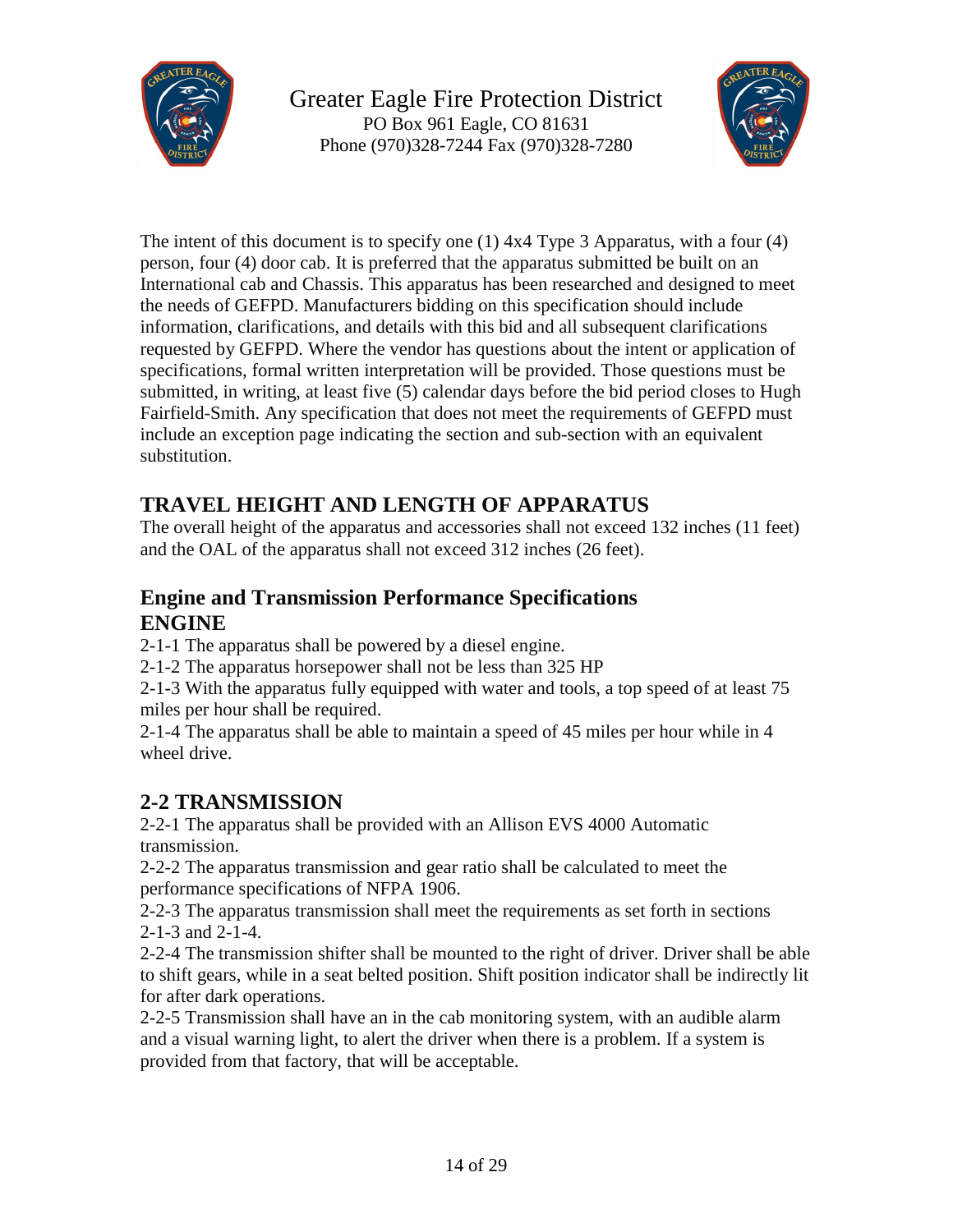The intent of this document is to specify one (1) 4x4 Type 3 Apparatus, with a four (4) person, four (4) door cab. It is preferred that the apparatus submitted be built on an International cab and Chassis. This apparatus has been researched and designed to meet the needs of GEFPD. Manufacturers bidding on this specification should include information, clarifications, and details with this bid and all subsequent clarifications requested by GEFPD. Where the vendor has questions about the intent or application of specifications, formal written interpretation will be provided. Those questions must be submitted, in writing, at least five (5) calendar days before the bid period closes to Hugh Fairfield-Smith. Any specification that does not meet the requirements of GEFPD must include an exception page indicating the section and sub-section with an equivalent substitution.

## TRAVEL HEIGHT AND LENGTH OF APPARATUS

The overall height of the apparatus and accessories shall not exceed 132 inches (11 feet) and the OAL of the apparatus shall not exceed 312 inches (26 feet).

## Engine and Transmission Performance Specifications

## ENGINE

2-1-1 The apparatus shall be powered by a diesel engine.

2-1-2 The apparatus horsepower shall not be less than 325 HP

2-1-3 With the apparatus fully equipped with water and tools, a top speed of at least 75 miles per hour shall be required.

2-1-4 The apparatus shall be able to maintain a speed of 45 miles per hour while in 4 wheel drive.

## 2-2 TRANSMISSION

2-2-1 The apparatus shall be provided with an Allison EVS 4000 Automatic transmission.

2-2-2 The apparatus transmission and gear ratio shall be calculated to meet the performance specifications of NFPA 1906.

2-2-3 The apparatus transmission shall meet the requirements as set forth in sections 2-1-3 and 2-1-4.

2-2-4 The transmission shifter shall be mounted to the right of driver. Driver shall be able to shift gears, while in a seat belted position. Shift position indicator shall be indirectly lit for after dark operations.

2-2-5 Transmission shall have an in the cab monitoring system, with an audible alarm and a visual warning light, to alert the driver when there is a problem. If a system is provided from that factory, that will be acceptable.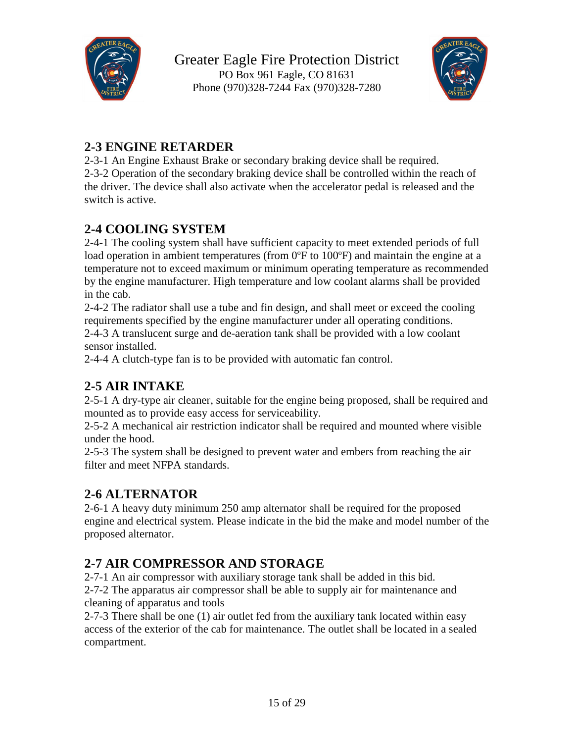## 2-3 ENGINE RETARDER

2-3-1 An Engine Exhaust Brake or secondary braking device shall be required.
2-3-2 Operation of the secondary braking device shall be controlled within the reach of the driver. The device shall also activate when the accelerator pedal is released and the switch is active.

## 2-4 COOLING SYSTEM

2-4-1 The cooling system shall have sufficient capacity to meet extended periods of full load operation in ambient temperatures (from 0ºF to 100ºF) and maintain the engine at a temperature not to exceed maximum or minimum operating temperature as recommended by the engine manufacturer. High temperature and low coolant alarms shall be provided in the cab.
2-4-2 The radiator shall use a tube and fin design, and shall meet or exceed the cooling requirements specified by the engine manufacturer under all operating conditions.
2-4-3 A translucent surge and de-aeration tank shall be provided with a low coolant sensor installed.
2-4-4 A clutch-type fan is to be provided with automatic fan control.

## 2-5 AIR INTAKE

2-5-1 A dry-type air cleaner, suitable for the engine being proposed, shall be required and mounted as to provide easy access for serviceability.
2-5-2 A mechanical air restriction indicator shall be required and mounted where visible under the hood.
2-5-3 The system shall be designed to prevent water and embers from reaching the air filter and meet NFPA standards.

## 2-6 ALTERNATOR

2-6-1 A heavy duty minimum 250 amp alternator shall be required for the proposed engine and electrical system. Please indicate in the bid the make and model number of the proposed alternator.

## 2-7 AIR COMPRESSOR AND STORAGE

2-7-1 An air compressor with auxiliary storage tank shall be added in this bid.
2-7-2 The apparatus air compressor shall be able to supply air for maintenance and cleaning of apparatus and tools
2-7-3 There shall be one (1) air outlet fed from the auxiliary tank located within easy access of the exterior of the cab for maintenance. The outlet shall be located in a sealed compartment.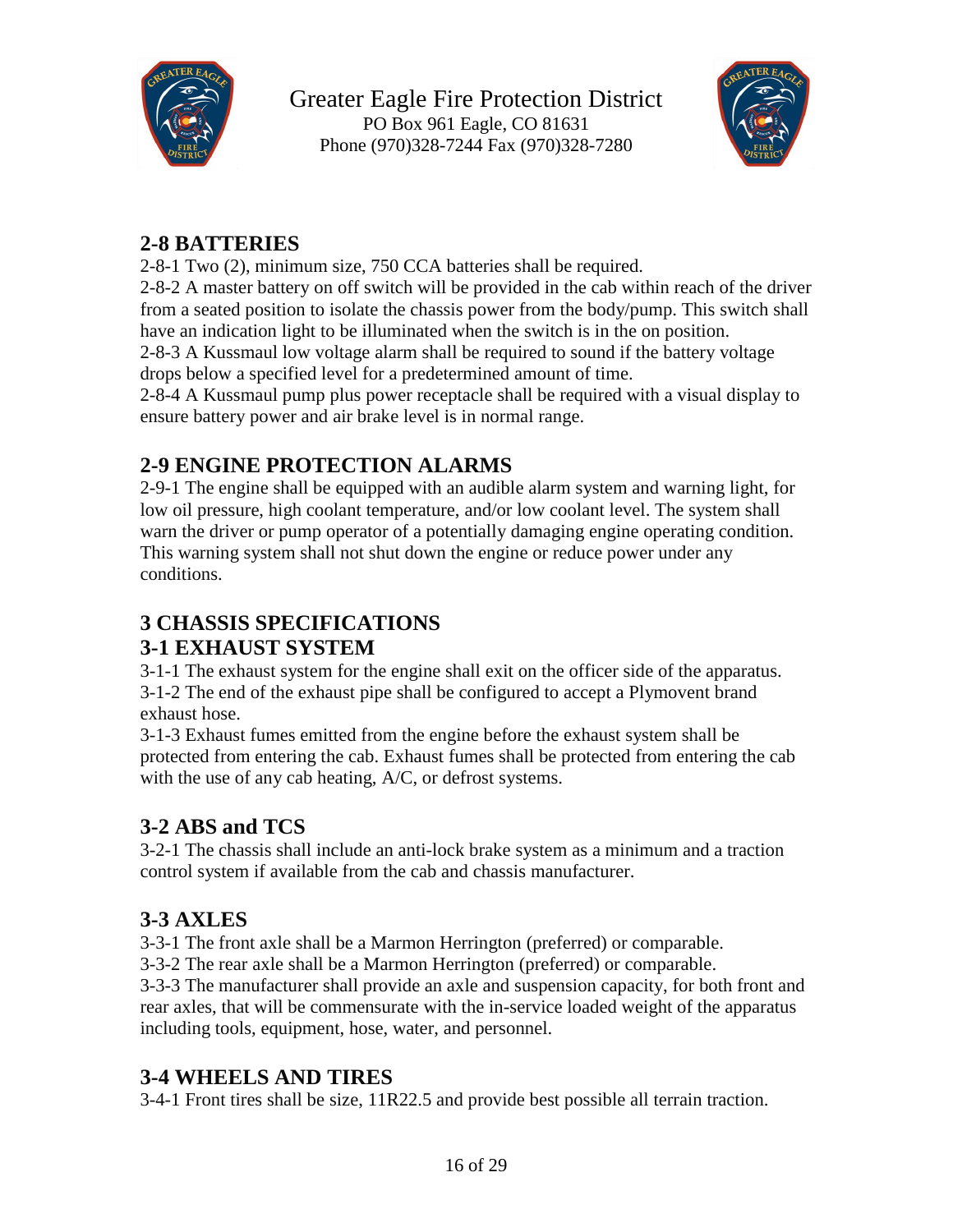## 2-8 BATTERIES

2-8-1 Two (2), minimum size, 750 CCA batteries shall be required.

2-8-2 A master battery on off switch will be provided in the cab within reach of the driver from a seated position to isolate the chassis power from the body/pump. This switch shall have an indication light to be illuminated when the switch is in the on position.

2-8-3 A Kussmaul low voltage alarm shall be required to sound if the battery voltage drops below a specified level for a predetermined amount of time.

2-8-4 A Kussmaul pump plus power receptacle shall be required with a visual display to ensure battery power and air brake level is in normal range.

## 2-9 ENGINE PROTECTION ALARMS

2-9-1 The engine shall be equipped with an audible alarm system and warning light, for low oil pressure, high coolant temperature, and/or low coolant level. The system shall warn the driver or pump operator of a potentially damaging engine operating condition. This warning system shall not shut down the engine or reduce power under any conditions.

# 3 CHASSIS SPECIFICATIONS

## 3-1 EXHAUST SYSTEM

3-1-1 The exhaust system for the engine shall exit on the officer side of the apparatus.

3-1-2 The end of the exhaust pipe shall be configured to accept a Plymovent brand exhaust hose.

3-1-3 Exhaust fumes emitted from the engine before the exhaust system shall be protected from entering the cab. Exhaust fumes shall be protected from entering the cab with the use of any cab heating, A/C, or defrost systems.

## 3-2 ABS and TCS

3-2-1 The chassis shall include an anti-lock brake system as a minimum and a traction control system if available from the cab and chassis manufacturer.

## 3-3 AXLES

3-3-1 The front axle shall be a Marmon Herrington (preferred) or comparable.

3-3-2 The rear axle shall be a Marmon Herrington (preferred) or comparable.

3-3-3 The manufacturer shall provide an axle and suspension capacity, for both front and rear axles, that will be commensurate with the in-service loaded weight of the apparatus including tools, equipment, hose, water, and personnel.

## 3-4 WHEELS AND TIRES

3-4-1 Front tires shall be size, 11R22.5 and provide best possible all terrain traction.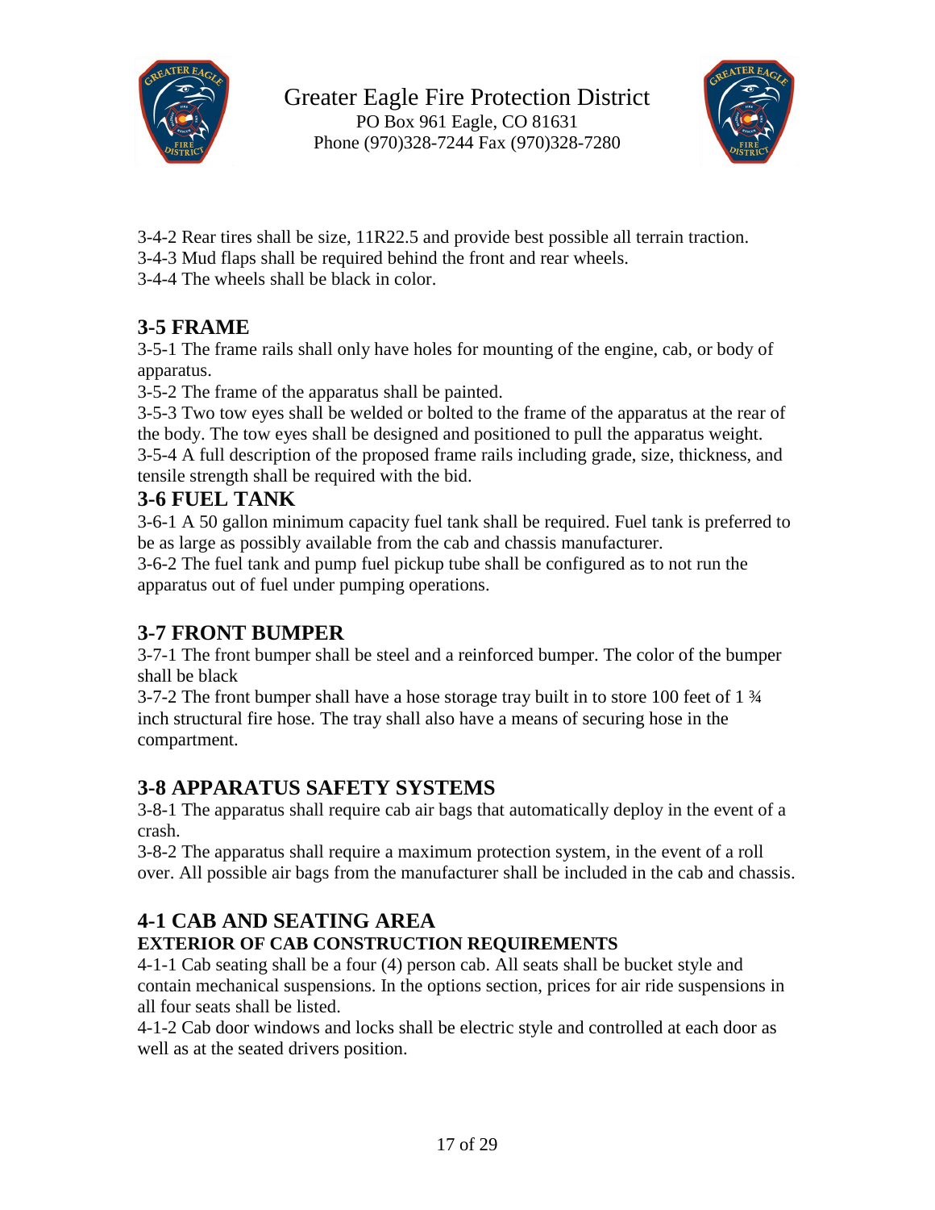3-4-2 Rear tires shall be size, 11R22.5 and provide best possible all terrain traction.
3-4-3 Mud flaps shall be required behind the front and rear wheels.
3-4-4 The wheels shall be black in color.

## 3-5 FRAME

3-5-1 The frame rails shall only have holes for mounting of the engine, cab, or body of apparatus.
3-5-2 The frame of the apparatus shall be painted.
3-5-3 Two tow eyes shall be welded or bolted to the frame of the apparatus at the rear of the body. The tow eyes shall be designed and positioned to pull the apparatus weight.
3-5-4 A full description of the proposed frame rails including grade, size, thickness, and tensile strength shall be required with the bid.

## 3-6 FUEL TANK

3-6-1 A 50 gallon minimum capacity fuel tank shall be required. Fuel tank is preferred to be as large as possibly available from the cab and chassis manufacturer.
3-6-2 The fuel tank and pump fuel pickup tube shall be configured as to not run the apparatus out of fuel under pumping operations.

## 3-7 FRONT BUMPER

3-7-1 The front bumper shall be steel and a reinforced bumper. The color of the bumper shall be black
3-7-2 The front bumper shall have a hose storage tray built in to store 100 feet of 1 ¾ inch structural fire hose. The tray shall also have a means of securing hose in the compartment.

## 3-8 APPARATUS SAFETY SYSTEMS

3-8-1 The apparatus shall require cab air bags that automatically deploy in the event of a crash.
3-8-2 The apparatus shall require a maximum protection system, in the event of a roll over. All possible air bags from the manufacturer shall be included in the cab and chassis.

## 4-1 CAB AND SEATING AREA

### EXTERIOR OF CAB CONSTRUCTION REQUIREMENTS

4-1-1 Cab seating shall be a four (4) person cab. All seats shall be bucket style and contain mechanical suspensions. In the options section, prices for air ride suspensions in all four seats shall be listed.
4-1-2 Cab door windows and locks shall be electric style and controlled at each door as well as at the seated drivers position.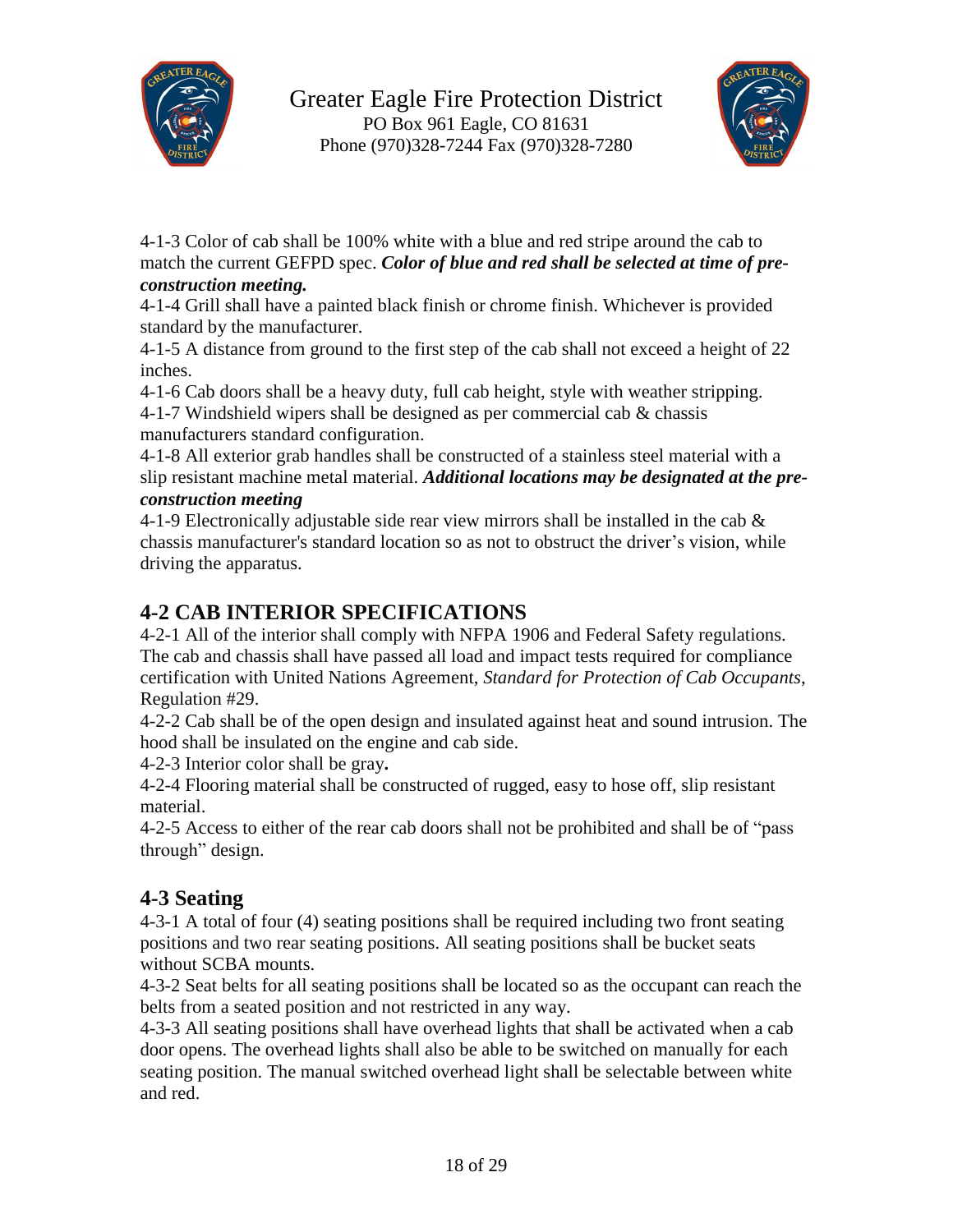4-1-3 Color of cab shall be 100% white with a blue and red stripe around the cab to match the current GEFPD spec. ***Color of blue and red shall be selected at time of pre-construction meeting.***

4-1-4 Grill shall have a painted black finish or chrome finish. Whichever is provided standard by the manufacturer.

4-1-5 A distance from ground to the first step of the cab shall not exceed a height of 22 inches.

4-1-6 Cab doors shall be a heavy duty, full cab height, style with weather stripping.

4-1-7 Windshield wipers shall be designed as per commercial cab & chassis manufacturers standard configuration.

4-1-8 All exterior grab handles shall be constructed of a stainless steel material with a slip resistant machine metal material. ***Additional locations may be designated at the pre-construction meeting***

4-1-9 Electronically adjustable side rear view mirrors shall be installed in the cab & chassis manufacturer's standard location so as not to obstruct the driver's vision, while driving the apparatus.

## 4-2 CAB INTERIOR SPECIFICATIONS

4-2-1 All of the interior shall comply with NFPA 1906 and Federal Safety regulations. The cab and chassis shall have passed all load and impact tests required for compliance certification with United Nations Agreement, *Standard for Protection of Cab Occupants*, Regulation #29.

4-2-2 Cab shall be of the open design and insulated against heat and sound intrusion. The hood shall be insulated on the engine and cab side.

4-2-3 Interior color shall be gray**.**

4-2-4 Flooring material shall be constructed of rugged, easy to hose off, slip resistant material.

4-2-5 Access to either of the rear cab doors shall not be prohibited and shall be of "pass through" design.

## 4-3 Seating

4-3-1 A total of four (4) seating positions shall be required including two front seating positions and two rear seating positions. All seating positions shall be bucket seats without SCBA mounts.

4-3-2 Seat belts for all seating positions shall be located so as the occupant can reach the belts from a seated position and not restricted in any way.

4-3-3 All seating positions shall have overhead lights that shall be activated when a cab door opens. The overhead lights shall also be able to be switched on manually for each seating position. The manual switched overhead light shall be selectable between white and red.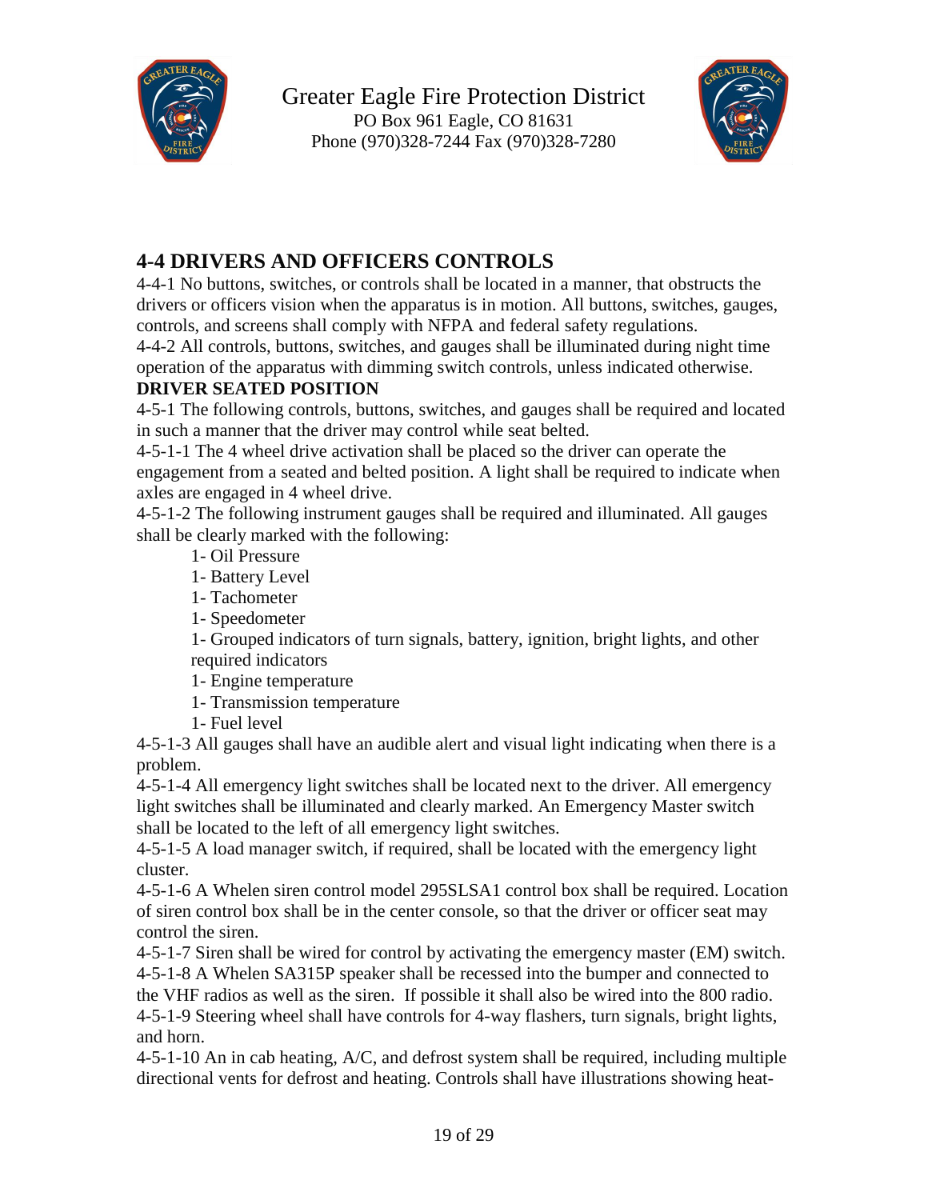Greater Eagle Fire Protection District
PO Box 961 Eagle, CO 81631
Phone (970)328-7244 Fax (970)328-7280

## 4-4 DRIVERS AND OFFICERS CONTROLS

4-4-1 No buttons, switches, or controls shall be located in a manner, that obstructs the drivers or officers vision when the apparatus is in motion. All buttons, switches, gauges, controls, and screens shall comply with NFPA and federal safety regulations.

4-4-2 All controls, buttons, switches, and gauges shall be illuminated during night time operation of the apparatus with dimming switch controls, unless indicated otherwise.

**DRIVER SEATED POSITION**

4-5-1 The following controls, buttons, switches, and gauges shall be required and located in such a manner that the driver may control while seat belted.

4-5-1-1 The 4 wheel drive activation shall be placed so the driver can operate the engagement from a seated and belted position. A light shall be required to indicate when axles are engaged in 4 wheel drive.

4-5-1-2 The following instrument gauges shall be required and illuminated. All gauges shall be clearly marked with the following:

- 1- Oil Pressure
- 1- Battery Level
- 1- Tachometer
- 1- Speedometer
- 1- Grouped indicators of turn signals, battery, ignition, bright lights, and other required indicators
- 1- Engine temperature
- 1- Transmission temperature
- 1- Fuel level

4-5-1-3 All gauges shall have an audible alert and visual light indicating when there is a problem.

4-5-1-4 All emergency light switches shall be located next to the driver. All emergency light switches shall be illuminated and clearly marked. An Emergency Master switch shall be located to the left of all emergency light switches.

4-5-1-5 A load manager switch, if required, shall be located with the emergency light cluster.

4-5-1-6 A Whelen siren control model 295SLSA1 control box shall be required. Location of siren control box shall be in the center console, so that the driver or officer seat may control the siren.

4-5-1-7 Siren shall be wired for control by activating the emergency master (EM) switch.

4-5-1-8 A Whelen SA315P speaker shall be recessed into the bumper and connected to the VHF radios as well as the siren. If possible it shall also be wired into the 800 radio.

4-5-1-9 Steering wheel shall have controls for 4-way flashers, turn signals, bright lights, and horn.

4-5-1-10 An in cab heating, A/C, and defrost system shall be required, including multiple directional vents for defrost and heating. Controls shall have illustrations showing heat-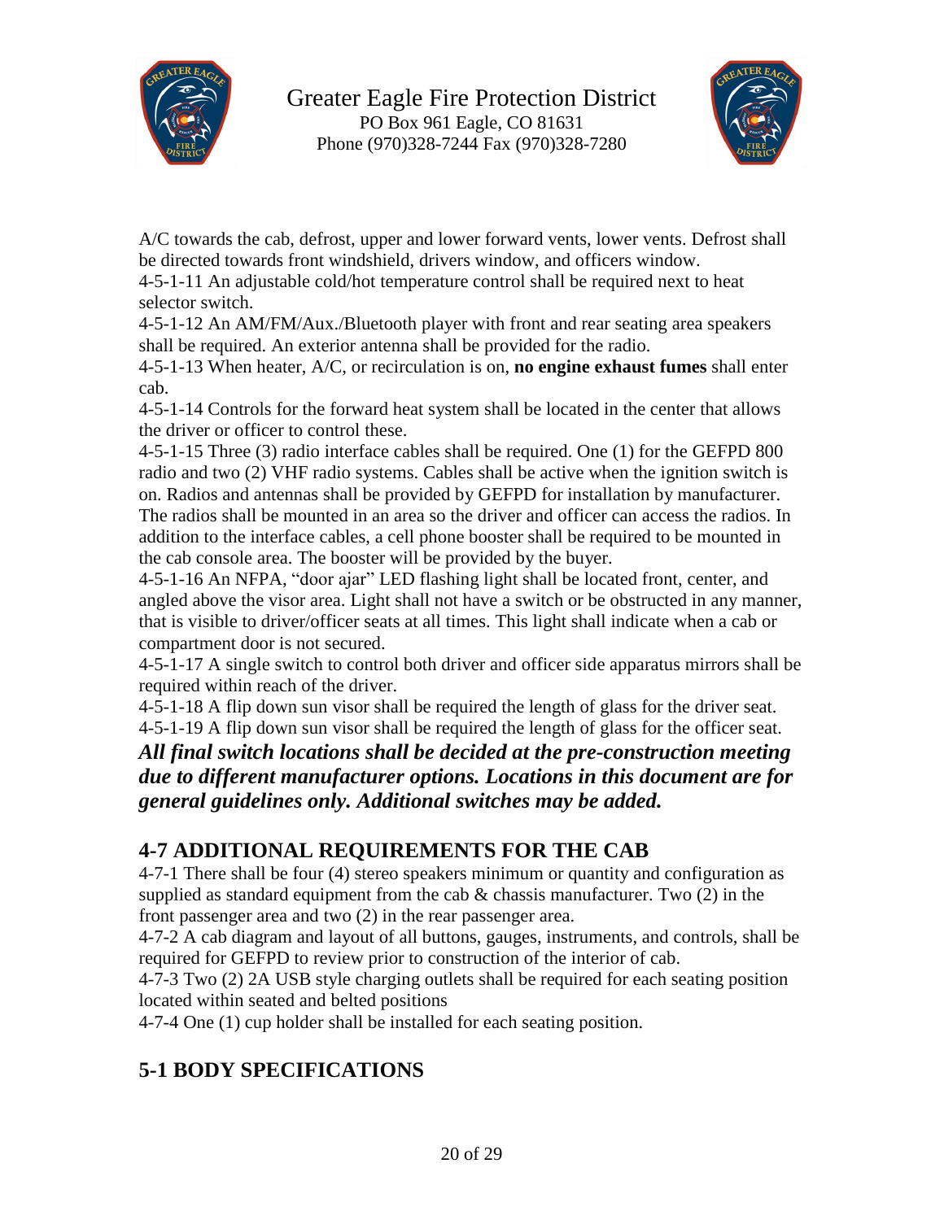A/C towards the cab, defrost, upper and lower forward vents, lower vents. Defrost shall be directed towards front windshield, drivers window, and officers window.

4-5-1-11 An adjustable cold/hot temperature control shall be required next to heat selector switch.

4-5-1-12 An AM/FM/Aux./Bluetooth player with front and rear seating area speakers shall be required. An exterior antenna shall be provided for the radio.

4-5-1-13 When heater, A/C, or recirculation is on, **no engine exhaust fumes** shall enter cab.

4-5-1-14 Controls for the forward heat system shall be located in the center that allows the driver or officer to control these.

4-5-1-15 Three (3) radio interface cables shall be required. One (1) for the GEFPD 800 radio and two (2) VHF radio systems. Cables shall be active when the ignition switch is on. Radios and antennas shall be provided by GEFPD for installation by manufacturer. The radios shall be mounted in an area so the driver and officer can access the radios. In addition to the interface cables, a cell phone booster shall be required to be mounted in the cab console area. The booster will be provided by the buyer.

4-5-1-16 An NFPA, "door ajar" LED flashing light shall be located front, center, and angled above the visor area. Light shall not have a switch or be obstructed in any manner, that is visible to driver/officer seats at all times. This light shall indicate when a cab or compartment door is not secured.

4-5-1-17 A single switch to control both driver and officer side apparatus mirrors shall be required within reach of the driver.

4-5-1-18 A flip down sun visor shall be required the length of glass for the driver seat.

4-5-1-19 A flip down sun visor shall be required the length of glass for the officer seat.

***All final switch locations shall be decided at the pre-construction meeting due to different manufacturer options. Locations in this document are for general guidelines only. Additional switches may be added.***

## 4-7 ADDITIONAL REQUIREMENTS FOR THE CAB

4-7-1 There shall be four (4) stereo speakers minimum or quantity and configuration as supplied as standard equipment from the cab & chassis manufacturer. Two (2) in the front passenger area and two (2) in the rear passenger area.

4-7-2 A cab diagram and layout of all buttons, gauges, instruments, and controls, shall be required for GEFPD to review prior to construction of the interior of cab.

4-7-3 Two (2) 2A USB style charging outlets shall be required for each seating position located within seated and belted positions

4-7-4 One (1) cup holder shall be installed for each seating position.

## 5-1 BODY SPECIFICATIONS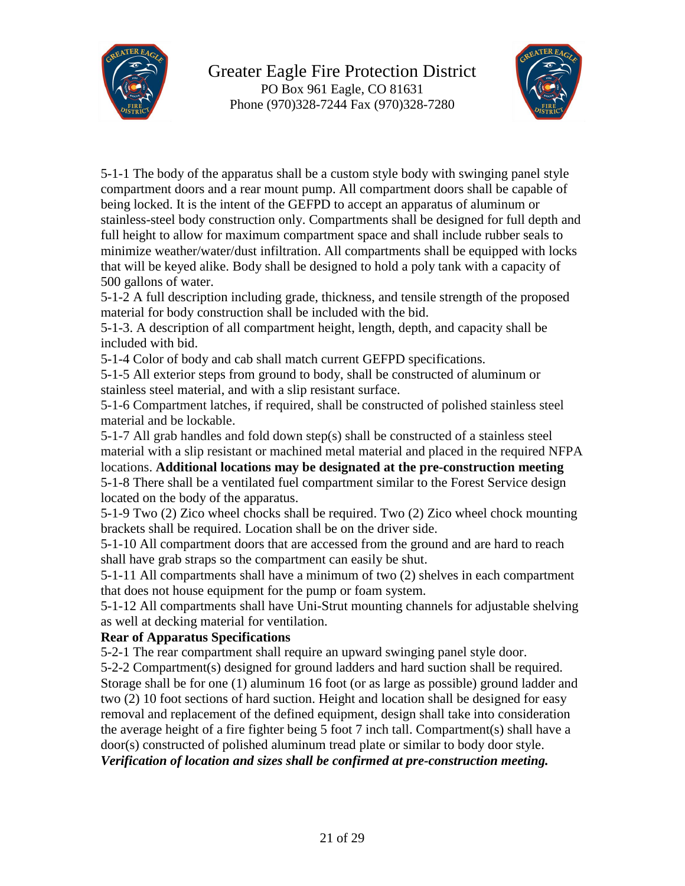5-1-1 The body of the apparatus shall be a custom style body with swinging panel style compartment doors and a rear mount pump. All compartment doors shall be capable of being locked. It is the intent of the GEFPD to accept an apparatus of aluminum or stainless-steel body construction only. Compartments shall be designed for full depth and full height to allow for maximum compartment space and shall include rubber seals to minimize weather/water/dust infiltration. All compartments shall be equipped with locks that will be keyed alike. Body shall be designed to hold a poly tank with a capacity of 500 gallons of water.

5-1-2 A full description including grade, thickness, and tensile strength of the proposed material for body construction shall be included with the bid.

5-1-3. A description of all compartment height, length, depth, and capacity shall be included with bid.

5-1-4 Color of body and cab shall match current GEFPD specifications.

5-1-5 All exterior steps from ground to body, shall be constructed of aluminum or stainless steel material, and with a slip resistant surface.

5-1-6 Compartment latches, if required, shall be constructed of polished stainless steel material and be lockable.

5-1-7 All grab handles and fold down step(s) shall be constructed of a stainless steel material with a slip resistant or machined metal material and placed in the required NFPA locations. **Additional locations may be designated at the pre-construction meeting**

5-1-8 There shall be a ventilated fuel compartment similar to the Forest Service design located on the body of the apparatus.

5-1-9 Two (2) Zico wheel chocks shall be required. Two (2) Zico wheel chock mounting brackets shall be required. Location shall be on the driver side.

5-1-10 All compartment doors that are accessed from the ground and are hard to reach shall have grab straps so the compartment can easily be shut.

5-1-11 All compartments shall have a minimum of two (2) shelves in each compartment that does not house equipment for the pump or foam system.

5-1-12 All compartments shall have Uni-Strut mounting channels for adjustable shelving as well at decking material for ventilation.

**Rear of Apparatus Specifications**

5-2-1 The rear compartment shall require an upward swinging panel style door.

5-2-2 Compartment(s) designed for ground ladders and hard suction shall be required. Storage shall be for one (1) aluminum 16 foot (or as large as possible) ground ladder and two (2) 10 foot sections of hard suction. Height and location shall be designed for easy removal and replacement of the defined equipment, design shall take into consideration the average height of a fire fighter being 5 foot 7 inch tall. Compartment(s) shall have a door(s) constructed of polished aluminum tread plate or similar to body door style. ***Verification of location and sizes shall be confirmed at pre-construction meeting.***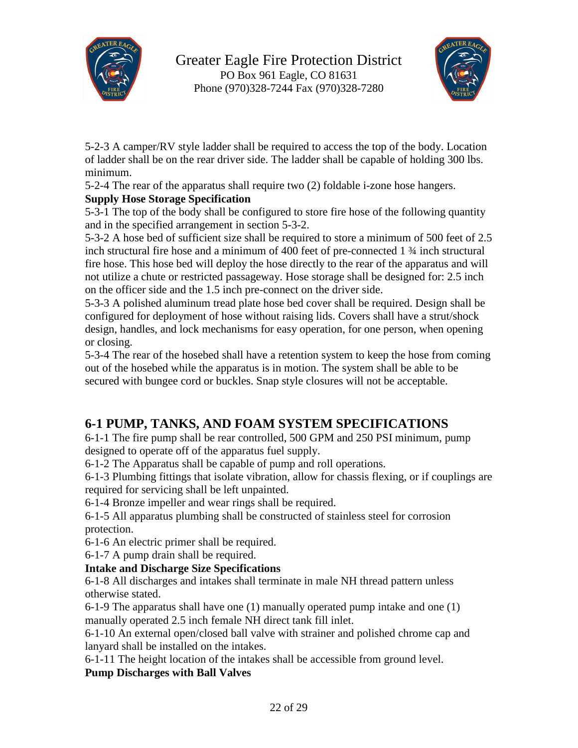5-2-3 A camper/RV style ladder shall be required to access the top of the body. Location of ladder shall be on the rear driver side. The ladder shall be capable of holding 300 lbs. minimum.

5-2-4 The rear of the apparatus shall require two (2) foldable i-zone hose hangers.

**Supply Hose Storage Specification**

5-3-1 The top of the body shall be configured to store fire hose of the following quantity and in the specified arrangement in section 5-3-2.

5-3-2 A hose bed of sufficient size shall be required to store a minimum of 500 feet of 2.5 inch structural fire hose and a minimum of 400 feet of pre-connected 1 ¾ inch structural fire hose. This hose bed will deploy the hose directly to the rear of the apparatus and will not utilize a chute or restricted passageway. Hose storage shall be designed for: 2.5 inch on the officer side and the 1.5 inch pre-connect on the driver side.

5-3-3 A polished aluminum tread plate hose bed cover shall be required. Design shall be configured for deployment of hose without raising lids. Covers shall have a strut/shock design, handles, and lock mechanisms for easy operation, for one person, when opening or closing.

5-3-4 The rear of the hosebed shall have a retention system to keep the hose from coming out of the hosebed while the apparatus is in motion. The system shall be able to be secured with bungee cord or buckles. Snap style closures will not be acceptable.

## 6-1 PUMP, TANKS, AND FOAM SYSTEM SPECIFICATIONS

6-1-1 The fire pump shall be rear controlled, 500 GPM and 250 PSI minimum, pump designed to operate off of the apparatus fuel supply.

6-1-2 The Apparatus shall be capable of pump and roll operations.

6-1-3 Plumbing fittings that isolate vibration, allow for chassis flexing, or if couplings are required for servicing shall be left unpainted.

6-1-4 Bronze impeller and wear rings shall be required.

6-1-5 All apparatus plumbing shall be constructed of stainless steel for corrosion protection.

6-1-6 An electric primer shall be required.

6-1-7 A pump drain shall be required.

**Intake and Discharge Size Specifications**

6-1-8 All discharges and intakes shall terminate in male NH thread pattern unless otherwise stated.

6-1-9 The apparatus shall have one (1) manually operated pump intake and one (1) manually operated 2.5 inch female NH direct tank fill inlet.

6-1-10 An external open/closed ball valve with strainer and polished chrome cap and lanyard shall be installed on the intakes.

6-1-11 The height location of the intakes shall be accessible from ground level.

**Pump Discharges with Ball Valves**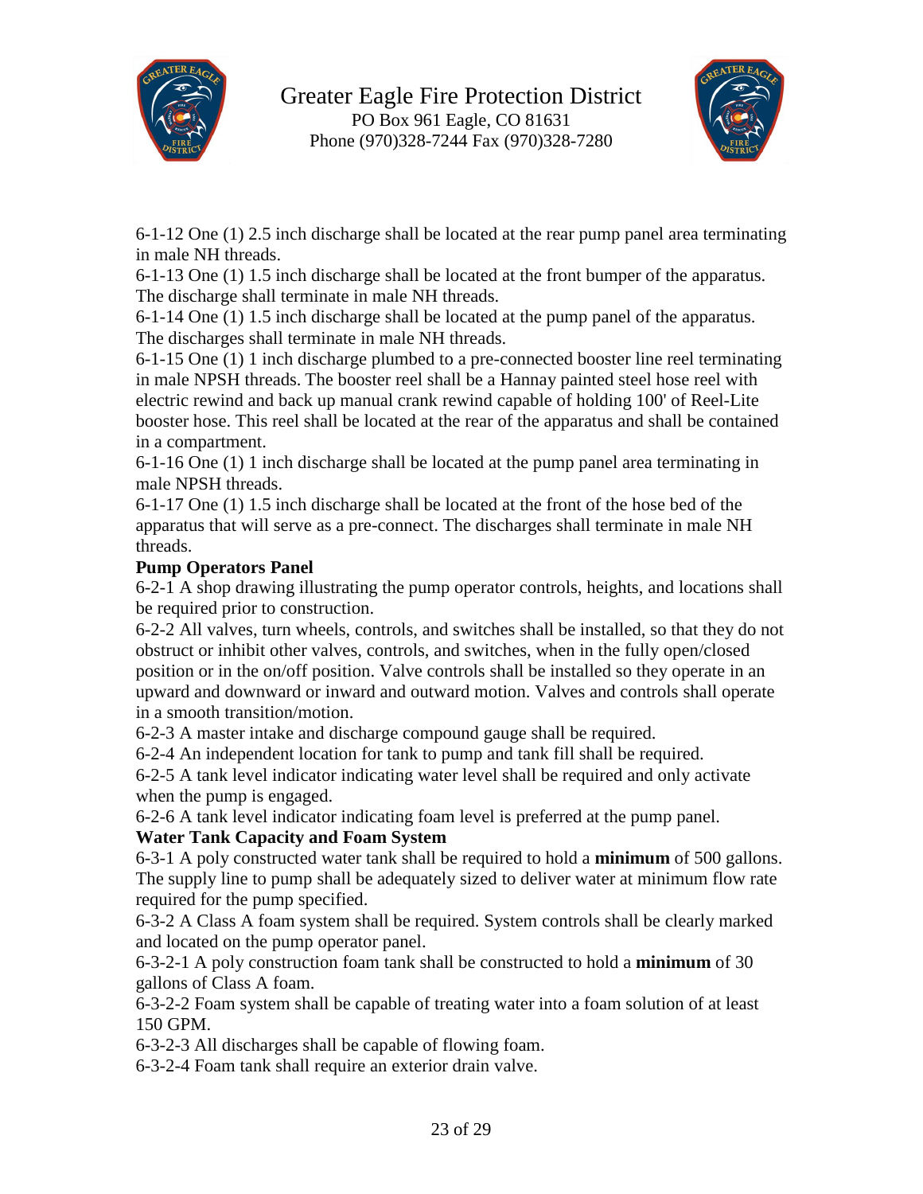6-1-12 One (1) 2.5 inch discharge shall be located at the rear pump panel area terminating in male NH threads.

6-1-13 One (1) 1.5 inch discharge shall be located at the front bumper of the apparatus. The discharge shall terminate in male NH threads.

6-1-14 One (1) 1.5 inch discharge shall be located at the pump panel of the apparatus. The discharges shall terminate in male NH threads.

6-1-15 One (1) 1 inch discharge plumbed to a pre-connected booster line reel terminating in male NPSH threads. The booster reel shall be a Hannay painted steel hose reel with electric rewind and back up manual crank rewind capable of holding 100' of Reel-Lite booster hose. This reel shall be located at the rear of the apparatus and shall be contained in a compartment.

6-1-16 One (1) 1 inch discharge shall be located at the pump panel area terminating in male NPSH threads.

6-1-17 One (1) 1.5 inch discharge shall be located at the front of the hose bed of the apparatus that will serve as a pre-connect. The discharges shall terminate in male NH threads.

**Pump Operators Panel**

6-2-1 A shop drawing illustrating the pump operator controls, heights, and locations shall be required prior to construction.

6-2-2 All valves, turn wheels, controls, and switches shall be installed, so that they do not obstruct or inhibit other valves, controls, and switches, when in the fully open/closed position or in the on/off position. Valve controls shall be installed so they operate in an upward and downward or inward and outward motion. Valves and controls shall operate in a smooth transition/motion.

6-2-3 A master intake and discharge compound gauge shall be required.

6-2-4 An independent location for tank to pump and tank fill shall be required.

6-2-5 A tank level indicator indicating water level shall be required and only activate when the pump is engaged.

6-2-6 A tank level indicator indicating foam level is preferred at the pump panel.

**Water Tank Capacity and Foam System**

6-3-1 A poly constructed water tank shall be required to hold a **minimum** of 500 gallons. The supply line to pump shall be adequately sized to deliver water at minimum flow rate required for the pump specified.

6-3-2 A Class A foam system shall be required. System controls shall be clearly marked and located on the pump operator panel.

6-3-2-1 A poly construction foam tank shall be constructed to hold a **minimum** of 30 gallons of Class A foam.

6-3-2-2 Foam system shall be capable of treating water into a foam solution of at least 150 GPM.

6-3-2-3 All discharges shall be capable of flowing foam.

6-3-2-4 Foam tank shall require an exterior drain valve.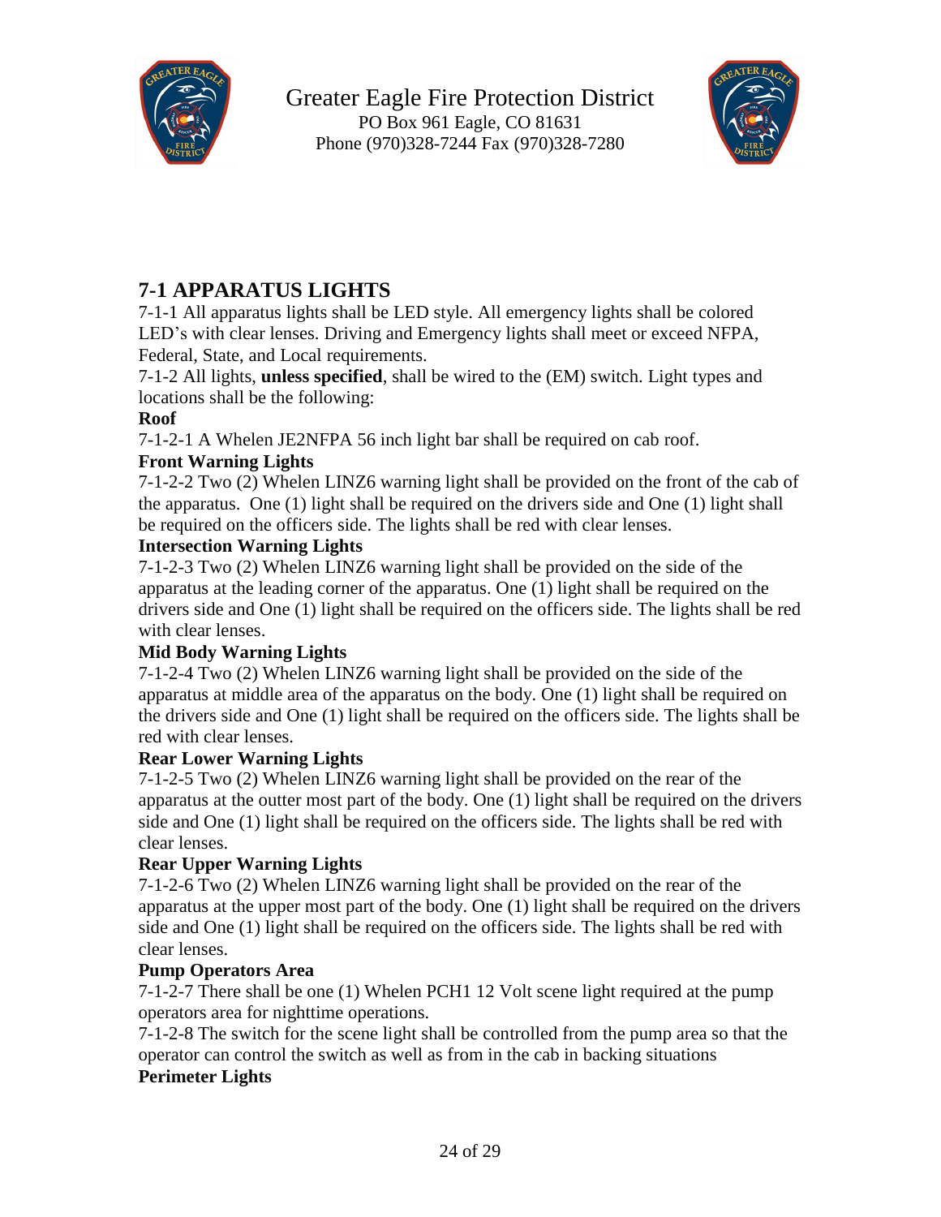Greater Eagle Fire Protection District
PO Box 961 Eagle, CO 81631
Phone (970)328-7244 Fax (970)328-7280

## 7-1 APPARATUS LIGHTS

7-1-1 All apparatus lights shall be LED style. All emergency lights shall be colored LED's with clear lenses. Driving and Emergency lights shall meet or exceed NFPA, Federal, State, and Local requirements.

7-1-2 All lights, **unless specified**, shall be wired to the (EM) switch. Light types and locations shall be the following:

**Roof**

7-1-2-1 A Whelen JE2NFPA 56 inch light bar shall be required on cab roof.

**Front Warning Lights**

7-1-2-2 Two (2) Whelen LINZ6 warning light shall be provided on the front of the cab of the apparatus. One (1) light shall be required on the drivers side and One (1) light shall be required on the officers side. The lights shall be red with clear lenses.

**Intersection Warning Lights**

7-1-2-3 Two (2) Whelen LINZ6 warning light shall be provided on the side of the apparatus at the leading corner of the apparatus. One (1) light shall be required on the drivers side and One (1) light shall be required on the officers side. The lights shall be red with clear lenses.

**Mid Body Warning Lights**

7-1-2-4 Two (2) Whelen LINZ6 warning light shall be provided on the side of the apparatus at middle area of the apparatus on the body. One (1) light shall be required on the drivers side and One (1) light shall be required on the officers side. The lights shall be red with clear lenses.

**Rear Lower Warning Lights**

7-1-2-5 Two (2) Whelen LINZ6 warning light shall be provided on the rear of the apparatus at the outter most part of the body. One (1) light shall be required on the drivers side and One (1) light shall be required on the officers side. The lights shall be red with clear lenses.

**Rear Upper Warning Lights**

7-1-2-6 Two (2) Whelen LINZ6 warning light shall be provided on the rear of the apparatus at the upper most part of the body. One (1) light shall be required on the drivers side and One (1) light shall be required on the officers side. The lights shall be red with clear lenses.

**Pump Operators Area**

7-1-2-7 There shall be one (1) Whelen PCH1 12 Volt scene light required at the pump operators area for nighttime operations.

7-1-2-8 The switch for the scene light shall be controlled from the pump area so that the operator can control the switch as well as from in the cab in backing situations

**Perimeter Lights**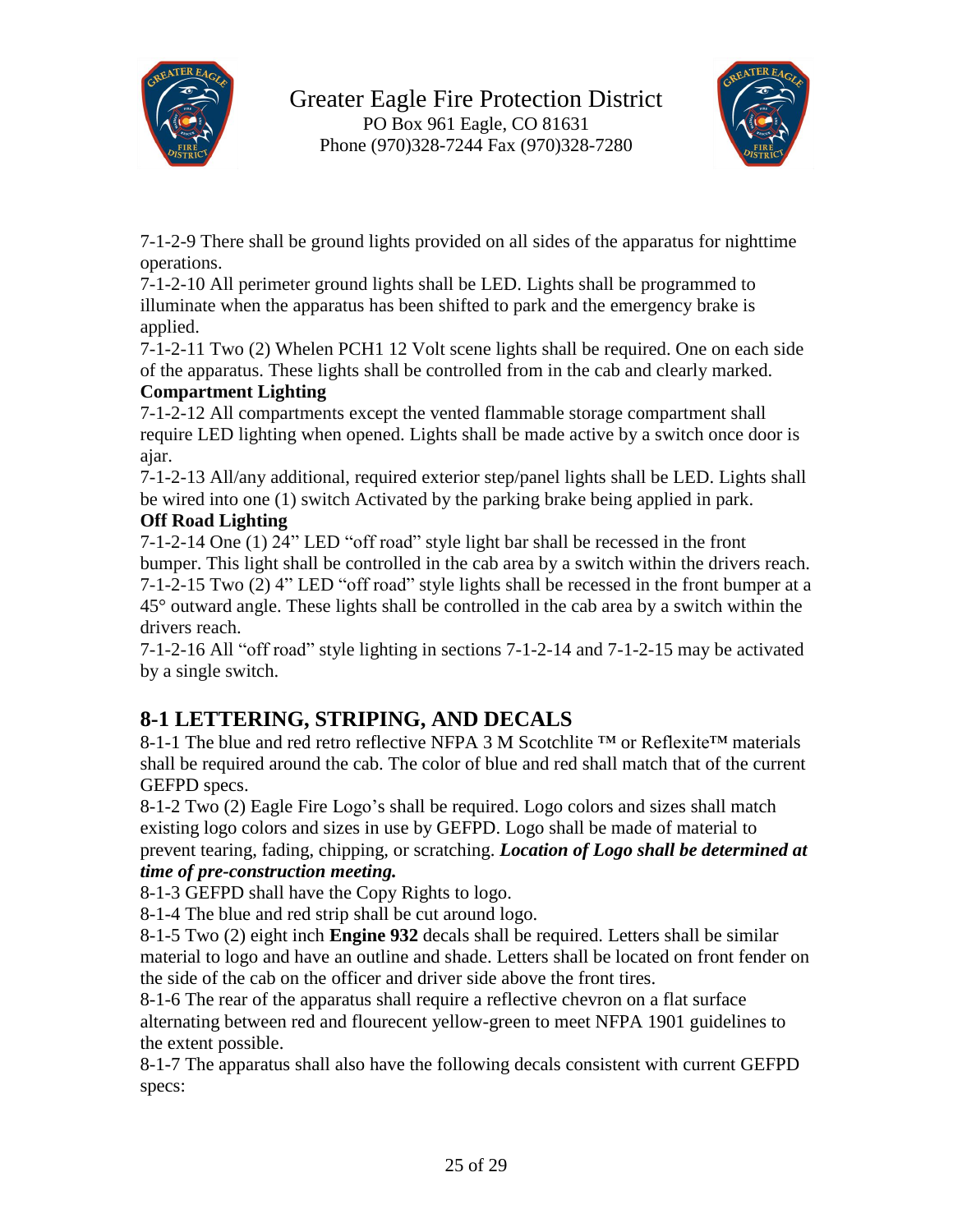7-1-2-9 There shall be ground lights provided on all sides of the apparatus for nighttime operations.

7-1-2-10 All perimeter ground lights shall be LED. Lights shall be programmed to illuminate when the apparatus has been shifted to park and the emergency brake is applied.

7-1-2-11 Two (2) Whelen PCH1 12 Volt scene lights shall be required. One on each side of the apparatus. These lights shall be controlled from in the cab and clearly marked.

**Compartment Lighting**

7-1-2-12 All compartments except the vented flammable storage compartment shall require LED lighting when opened. Lights shall be made active by a switch once door is ajar.

7-1-2-13 All/any additional, required exterior step/panel lights shall be LED. Lights shall be wired into one (1) switch Activated by the parking brake being applied in park.

**Off Road Lighting**

7-1-2-14 One (1) 24" LED "off road" style light bar shall be recessed in the front bumper. This light shall be controlled in the cab area by a switch within the drivers reach.

7-1-2-15 Two (2) 4" LED "off road" style lights shall be recessed in the front bumper at a 45° outward angle. These lights shall be controlled in the cab area by a switch within the drivers reach.

7-1-2-16 All "off road" style lighting in sections 7-1-2-14 and 7-1-2-15 may be activated by a single switch.

## 8-1 LETTERING, STRIPING, AND DECALS

8-1-1 The blue and red retro reflective NFPA 3 M Scotchlite ™ or Reflexite™ materials shall be required around the cab. The color of blue and red shall match that of the current GEFPD specs.

8-1-2 Two (2) Eagle Fire Logo's shall be required. Logo colors and sizes shall match existing logo colors and sizes in use by GEFPD. Logo shall be made of material to prevent tearing, fading, chipping, or scratching. ***Location of Logo shall be determined at time of pre-construction meeting.***

8-1-3 GEFPD shall have the Copy Rights to logo.

8-1-4 The blue and red strip shall be cut around logo.

8-1-5 Two (2) eight inch **Engine 932** decals shall be required. Letters shall be similar material to logo and have an outline and shade. Letters shall be located on front fender on the side of the cab on the officer and driver side above the front tires.

8-1-6 The rear of the apparatus shall require a reflective chevron on a flat surface alternating between red and flourecent yellow-green to meet NFPA 1901 guidelines to the extent possible.

8-1-7 The apparatus shall also have the following decals consistent with current GEFPD specs: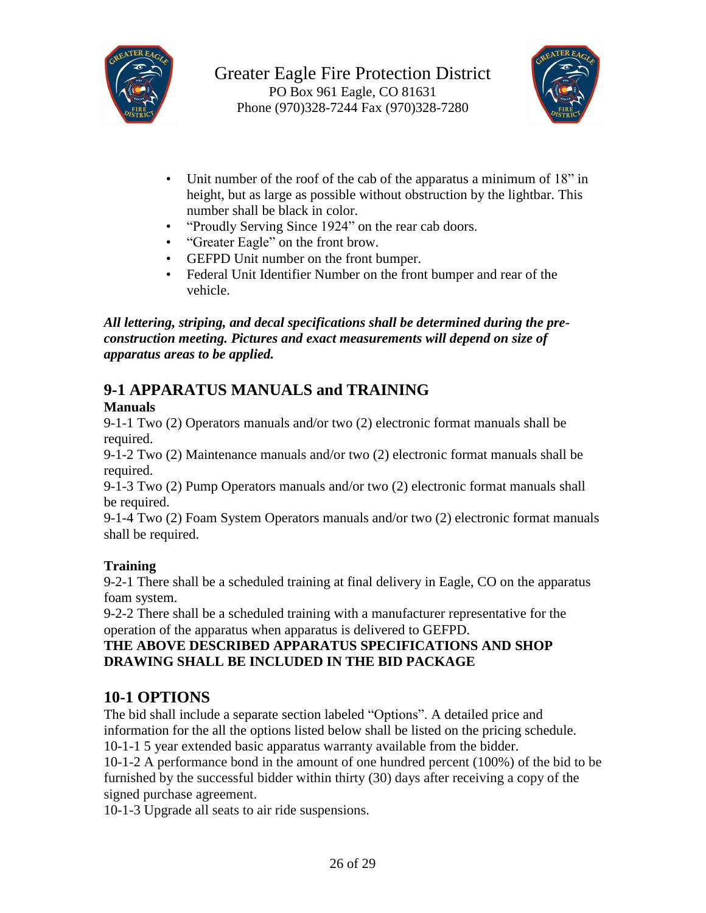- Unit number of the roof of the cab of the apparatus a minimum of 18" in height, but as large as possible without obstruction by the lightbar. This number shall be black in color.
- "Proudly Serving Since 1924" on the rear cab doors.
- "Greater Eagle" on the front brow.
- GEFPD Unit number on the front bumper.
- Federal Unit Identifier Number on the front bumper and rear of the vehicle.

***All lettering, striping, and decal specifications shall be determined during the pre-construction meeting. Pictures and exact measurements will depend on size of apparatus areas to be applied.***

## 9-1 APPARATUS MANUALS and TRAINING

**Manuals**

9-1-1 Two (2) Operators manuals and/or two (2) electronic format manuals shall be required.

9-1-2 Two (2) Maintenance manuals and/or two (2) electronic format manuals shall be required.

9-1-3 Two (2) Pump Operators manuals and/or two (2) electronic format manuals shall be required.

9-1-4 Two (2) Foam System Operators manuals and/or two (2) electronic format manuals shall be required.

**Training**

9-2-1 There shall be a scheduled training at final delivery in Eagle, CO on the apparatus foam system.

9-2-2 There shall be a scheduled training with a manufacturer representative for the operation of the apparatus when apparatus is delivered to GEFPD.

**THE ABOVE DESCRIBED APPARATUS SPECIFICATIONS AND SHOP DRAWING SHALL BE INCLUDED IN THE BID PACKAGE**

## 10-1 OPTIONS

The bid shall include a separate section labeled "Options". A detailed price and information for the all the options listed below shall be listed on the pricing schedule.

10-1-1 5 year extended basic apparatus warranty available from the bidder.

10-1-2 A performance bond in the amount of one hundred percent (100%) of the bid to be furnished by the successful bidder within thirty (30) days after receiving a copy of the signed purchase agreement.

10-1-3 Upgrade all seats to air ride suspensions.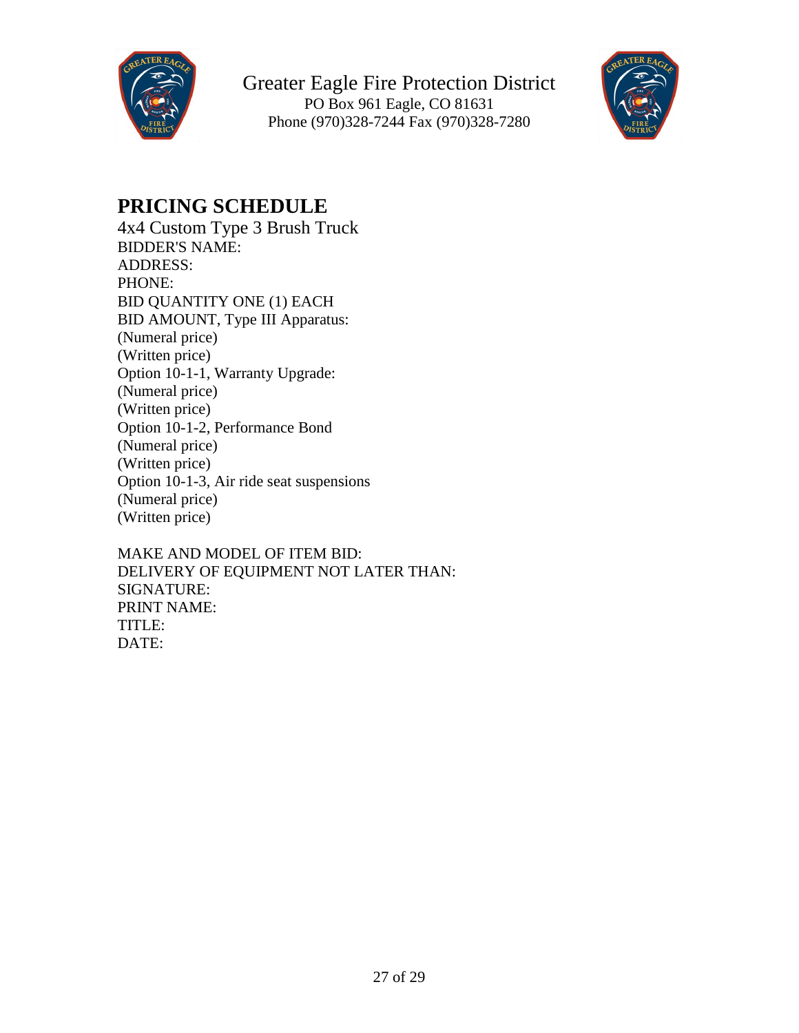Greater Eagle Fire Protection District
PO Box 961 Eagle, CO 81631
Phone (970)328-7244 Fax (970)328-7280

# PRICING SCHEDULE

4x4 Custom Type 3 Brush Truck
BIDDER'S NAME:
ADDRESS:
PHONE:
BID QUANTITY ONE (1) EACH
BID AMOUNT, Type III Apparatus:
(Numeral price)
(Written price)
Option 10-1-1, Warranty Upgrade:
(Numeral price)
(Written price)
Option 10-1-2, Performance Bond
(Numeral price)
(Written price)
Option 10-1-3, Air ride seat suspensions
(Numeral price)
(Written price)

MAKE AND MODEL OF ITEM BID:
DELIVERY OF EQUIPMENT NOT LATER THAN:
SIGNATURE:
PRINT NAME:
TITLE:
DATE: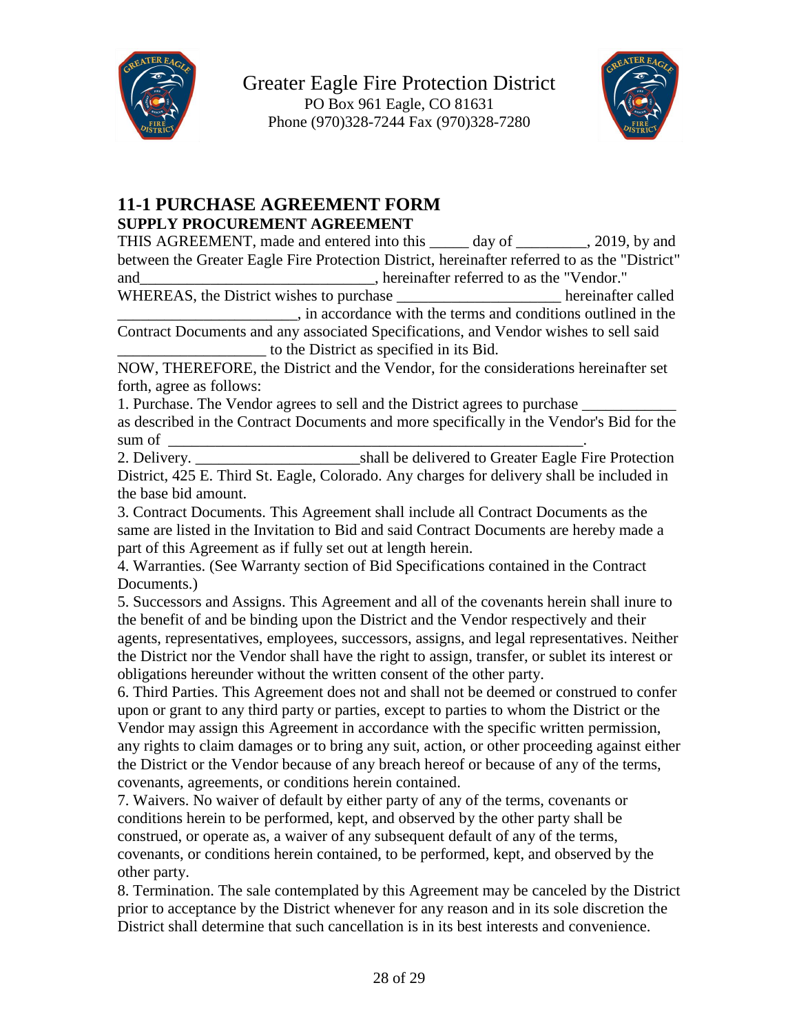Greater Eagle Fire Protection District
PO Box 961 Eagle, CO 81631
Phone (970)328-7244 Fax (970)328-7280

## 11-1 PURCHASE AGREEMENT FORM

**SUPPLY PROCUREMENT AGREEMENT**

THIS AGREEMENT, made and entered into this _____ day of _________, 2019, by and between the Greater Eagle Fire Protection District, hereinafter referred to as the "District" and_______________________________, hereinafter referred to as the "Vendor."

WHEREAS, the District wishes to purchase _____________________ hereinafter called _______________________, in accordance with the terms and conditions outlined in the Contract Documents and any associated Specifications, and Vendor wishes to sell said ___________________ to the District as specified in its Bid.

NOW, THEREFORE, the District and the Vendor, for the considerations hereinafter set forth, agree as follows:

1. Purchase. The Vendor agrees to sell and the District agrees to purchase ____________ as described in the Contract Documents and more specifically in the Vendor's Bid for the sum of _________________________________________________________.
2. Delivery. ______________________shall be delivered to Greater Eagle Fire Protection District, 425 E. Third St. Eagle, Colorado. Any charges for delivery shall be included in the base bid amount.
3. Contract Documents. This Agreement shall include all Contract Documents as the same are listed in the Invitation to Bid and said Contract Documents are hereby made a part of this Agreement as if fully set out at length herein.
4. Warranties. (See Warranty section of Bid Specifications contained in the Contract Documents.)
5. Successors and Assigns. This Agreement and all of the covenants herein shall inure to the benefit of and be binding upon the District and the Vendor respectively and their agents, representatives, employees, successors, assigns, and legal representatives. Neither the District nor the Vendor shall have the right to assign, transfer, or sublet its interest or obligations hereunder without the written consent of the other party.
6. Third Parties. This Agreement does not and shall not be deemed or construed to confer upon or grant to any third party or parties, except to parties to whom the District or the Vendor may assign this Agreement in accordance with the specific written permission, any rights to claim damages or to bring any suit, action, or other proceeding against either the District or the Vendor because of any breach hereof or because of any of the terms, covenants, agreements, or conditions herein contained.
7. Waivers. No waiver of default by either party of any of the terms, covenants or conditions herein to be performed, kept, and observed by the other party shall be construed, or operate as, a waiver of any subsequent default of any of the terms, covenants, or conditions herein contained, to be performed, kept, and observed by the other party.
8. Termination. The sale contemplated by this Agreement may be canceled by the District prior to acceptance by the District whenever for any reason and in its sole discretion the District shall determine that such cancellation is in its best interests and convenience.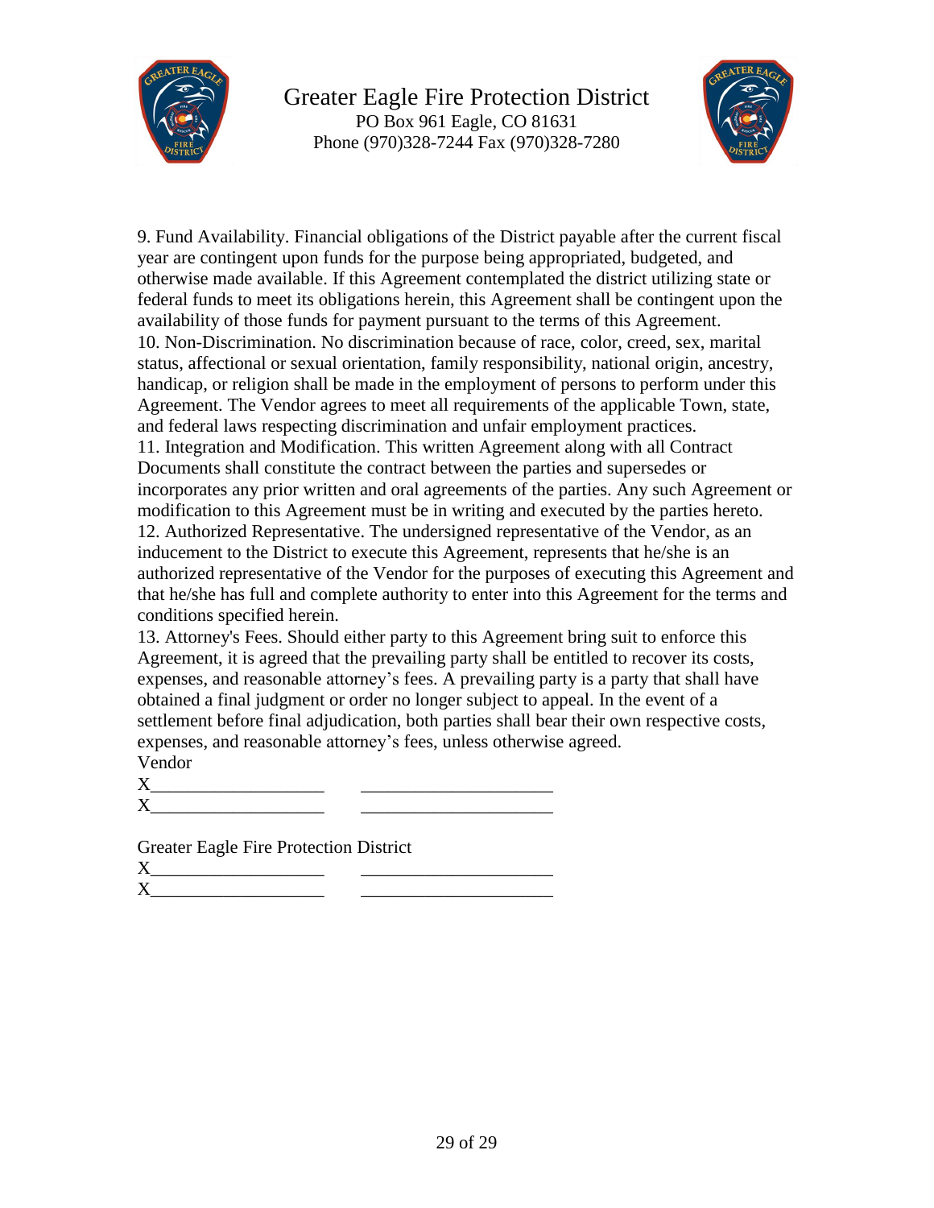9. Fund Availability. Financial obligations of the District payable after the current fiscal year are contingent upon funds for the purpose being appropriated, budgeted, and otherwise made available. If this Agreement contemplated the district utilizing state or federal funds to meet its obligations herein, this Agreement shall be contingent upon the availability of those funds for payment pursuant to the terms of this Agreement.

10. Non-Discrimination. No discrimination because of race, color, creed, sex, marital status, affectional or sexual orientation, family responsibility, national origin, ancestry, handicap, or religion shall be made in the employment of persons to perform under this Agreement. The Vendor agrees to meet all requirements of the applicable Town, state, and federal laws respecting discrimination and unfair employment practices.

11. Integration and Modification. This written Agreement along with all Contract Documents shall constitute the contract between the parties and supersedes or incorporates any prior written and oral agreements of the parties. Any such Agreement or modification to this Agreement must be in writing and executed by the parties hereto.

12. Authorized Representative. The undersigned representative of the Vendor, as an inducement to the District to execute this Agreement, represents that he/she is an authorized representative of the Vendor for the purposes of executing this Agreement and that he/she has full and complete authority to enter into this Agreement for the terms and conditions specified herein.

13. Attorney's Fees. Should either party to this Agreement bring suit to enforce this Agreement, it is agreed that the prevailing party shall be entitled to recover its costs, expenses, and reasonable attorney's fees. A prevailing party is a party that shall have obtained a final judgment or order no longer subject to appeal. In the event of a settlement before final adjudication, both parties shall bear their own respective costs, expenses, and reasonable attorney's fees, unless otherwise agreed.

Vendor

X__________________ ____________________

X__________________ ____________________

Greater Eagle Fire Protection District

X__________________ ____________________

X__________________ ____________________